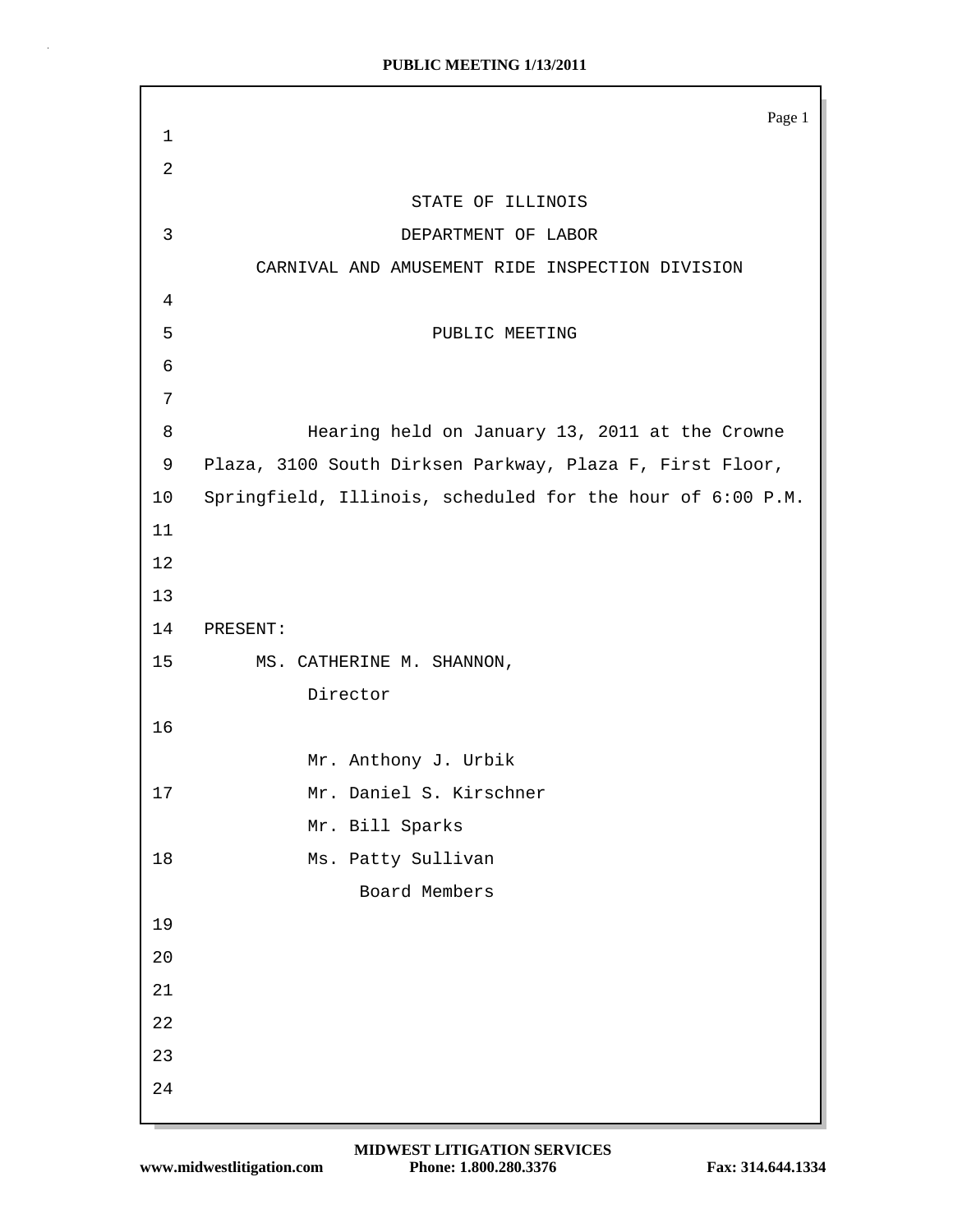STATE OF ILLINOIS

DEPARTMENT OF LABOR

CARNIVAL AND AMUSEMENT RIDE INSPECTION DIVISION

PUBLIC MEETING

Hearing held on January 13, 2011 at the Crowne Plaza, 3100 South Dirksen Parkway, Plaza F, First Floor, Springfield, Illinois, scheduled for the hour of 6:00 P.M.

PRESENT:

MS. CATHERINE M. SHANNON,
Director

Mr. Anthony J. Urbik
Mr. Daniel S. Kirschner
Mr. Bill Sparks
Ms. Patty Sullivan
Board Members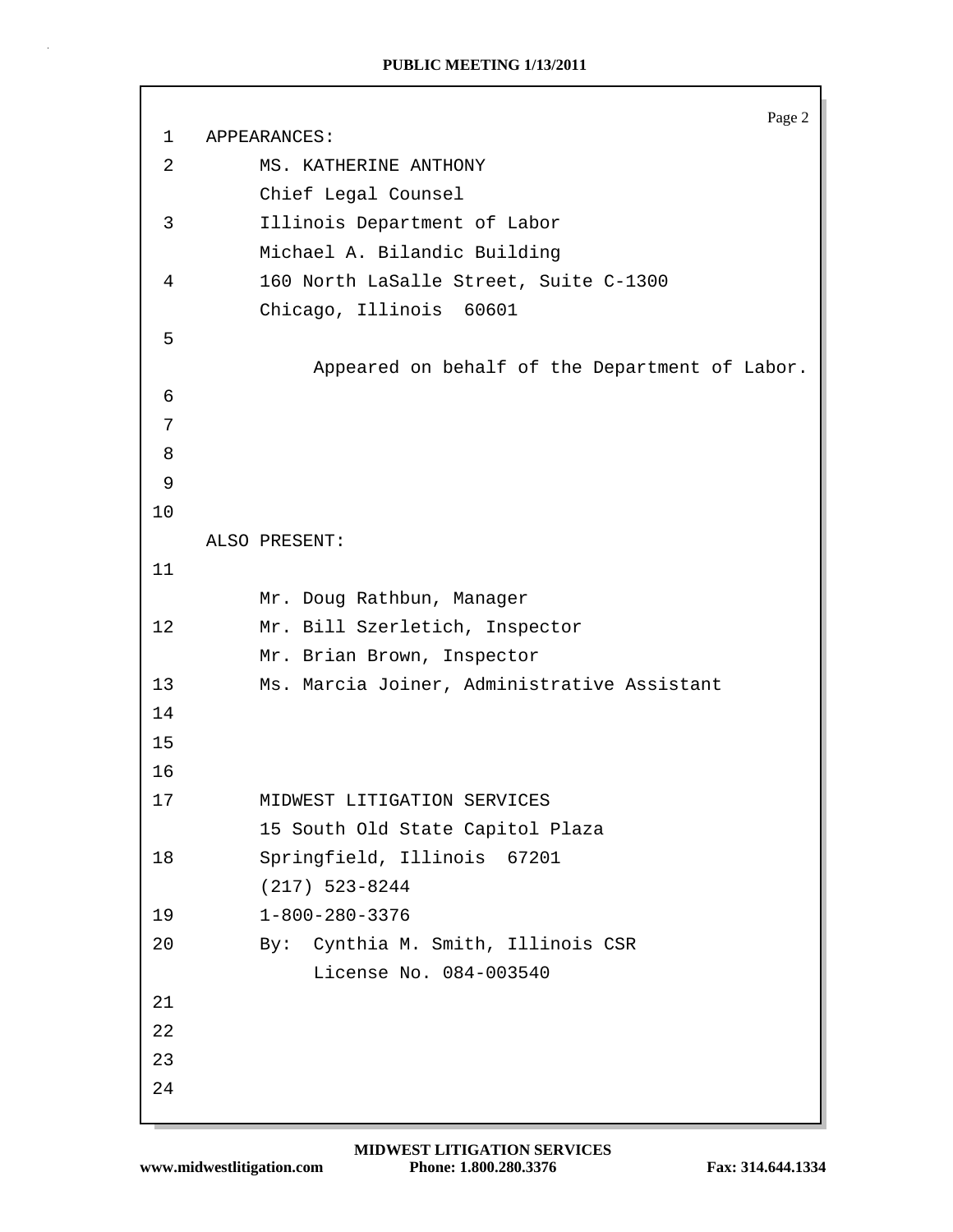APPEARANCES:

MS. KATHERINE ANTHONY
Chief Legal Counsel
Illinois Department of Labor
Michael A. Bilandic Building
160 North LaSalle Street, Suite C-1300
Chicago, Illinois 60601

Appeared on behalf of the Department of Labor.

ALSO PRESENT:

Mr. Doug Rathbun, Manager
Mr. Bill Szerletich, Inspector
Mr. Brian Brown, Inspector
Ms. Marcia Joiner, Administrative Assistant

MIDWEST LITIGATION SERVICES
15 South Old State Capitol Plaza
Springfield, Illinois 67201
(217) 523-8244
1-800-280-3376
By: Cynthia M. Smith, Illinois CSR
License No. 084-003540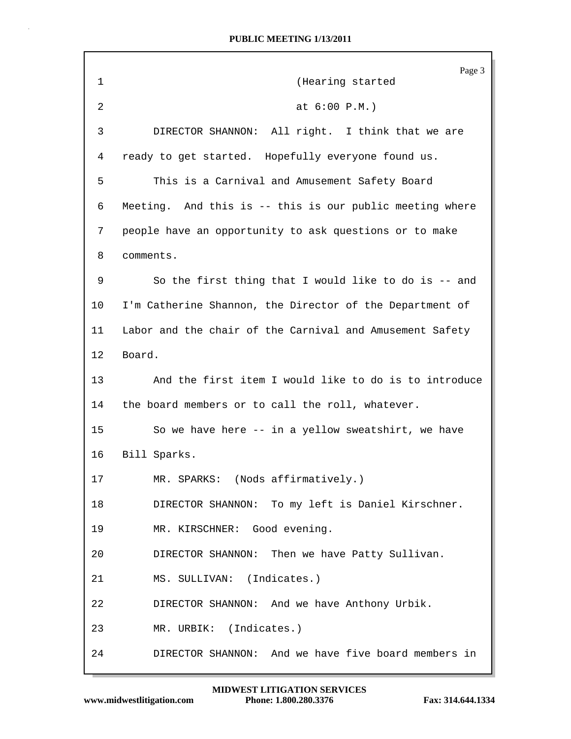(Hearing started
at 6:00 P.M.)

DIRECTOR SHANNON: All right. I think that we are ready to get started. Hopefully everyone found us.

This is a Carnival and Amusement Safety Board Meeting. And this is -- this is our public meeting where people have an opportunity to ask questions or to make comments.

So the first thing that I would like to do is -- and I'm Catherine Shannon, the Director of the Department of Labor and the chair of the Carnival and Amusement Safety Board.

And the first item I would like to do is to introduce the board members or to call the roll, whatever.

So we have here -- in a yellow sweatshirt, we have Bill Sparks.

MR. SPARKS: (Nods affirmatively.)

DIRECTOR SHANNON: To my left is Daniel Kirschner.

MR. KIRSCHNER: Good evening.

DIRECTOR SHANNON: Then we have Patty Sullivan.

MS. SULLIVAN: (Indicates.)

DIRECTOR SHANNON: And we have Anthony Urbik.

MR. URBIK: (Indicates.)

DIRECTOR SHANNON: And we have five board members in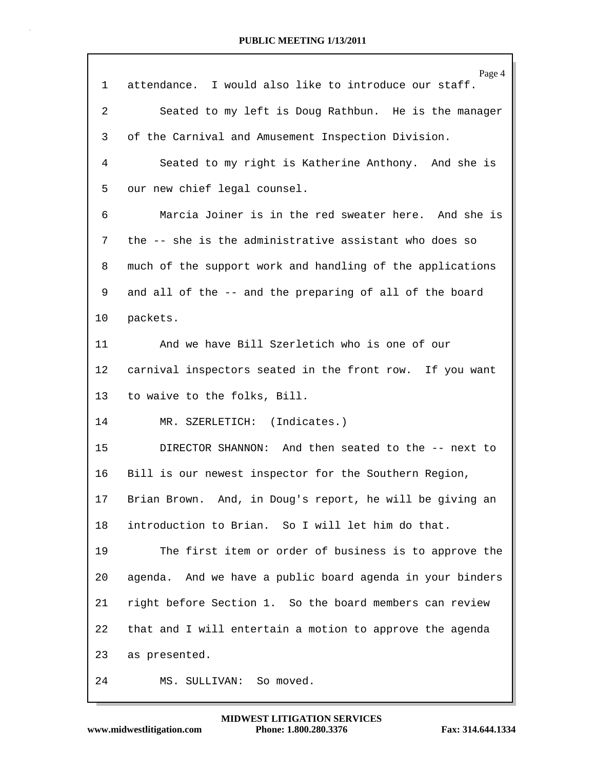1 attendance. I would also like to introduce our staff.

2 Seated to my left is Doug Rathbun. He is the manager

3 of the Carnival and Amusement Inspection Division.

4 Seated to my right is Katherine Anthony. And she is

5 our new chief legal counsel.

6 Marcia Joiner is in the red sweater here. And she is

7 the -- she is the administrative assistant who does so

8 much of the support work and handling of the applications

9 and all of the -- and the preparing of all of the board

10 packets.

11 And we have Bill Szerletich who is one of our

12 carnival inspectors seated in the front row. If you want

13 to waive to the folks, Bill.

14 MR. SZERLETICH: (Indicates.)

15 DIRECTOR SHANNON: And then seated to the -- next to

16 Bill is our newest inspector for the Southern Region,

17 Brian Brown. And, in Doug's report, he will be giving an

18 introduction to Brian. So I will let him do that.

19 The first item or order of business is to approve the

20 agenda. And we have a public board agenda in your binders

21 right before Section 1. So the board members can review

22 that and I will entertain a motion to approve the agenda

23 as presented.

24 MS. SULLIVAN: So moved.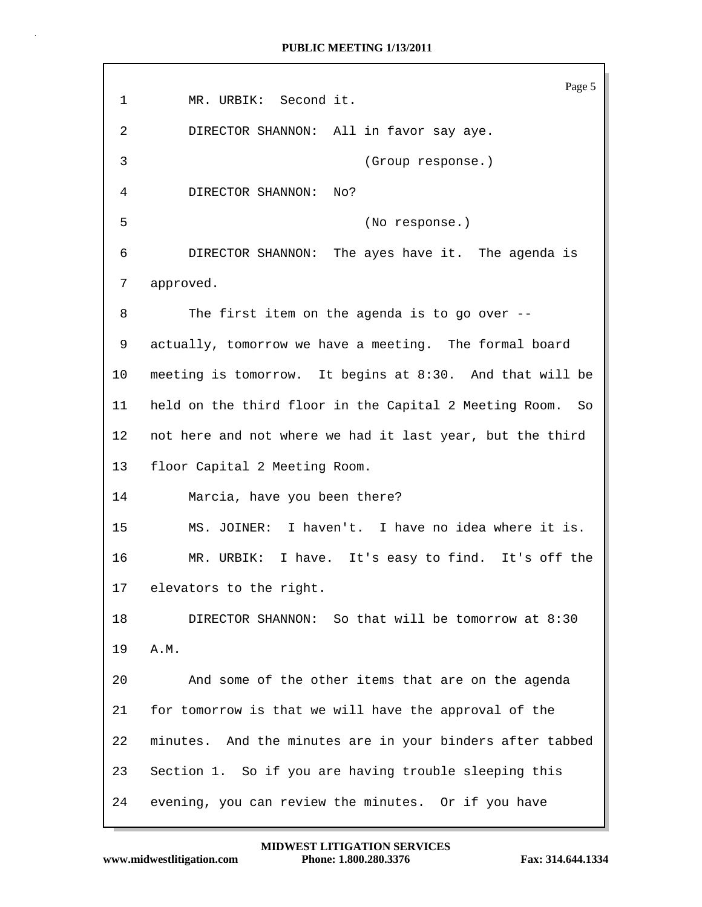MR. URBIK: Second it.

DIRECTOR SHANNON: All in favor say aye.

(Group response.)

DIRECTOR SHANNON: No?

(No response.)

DIRECTOR SHANNON: The ayes have it. The agenda is approved.

The first item on the agenda is to go over -- actually, tomorrow we have a meeting. The formal board meeting is tomorrow. It begins at 8:30. And that will be held on the third floor in the Capital 2 Meeting Room. So not here and not where we had it last year, but the third floor Capital 2 Meeting Room.

Marcia, have you been there?

MS. JOINER: I haven't. I have no idea where it is.

MR. URBIK: I have. It's easy to find. It's off the elevators to the right.

DIRECTOR SHANNON: So that will be tomorrow at 8:30 A.M.

And some of the other items that are on the agenda for tomorrow is that we will have the approval of the minutes. And the minutes are in your binders after tabbed Section 1. So if you are having trouble sleeping this evening, you can review the minutes. Or if you have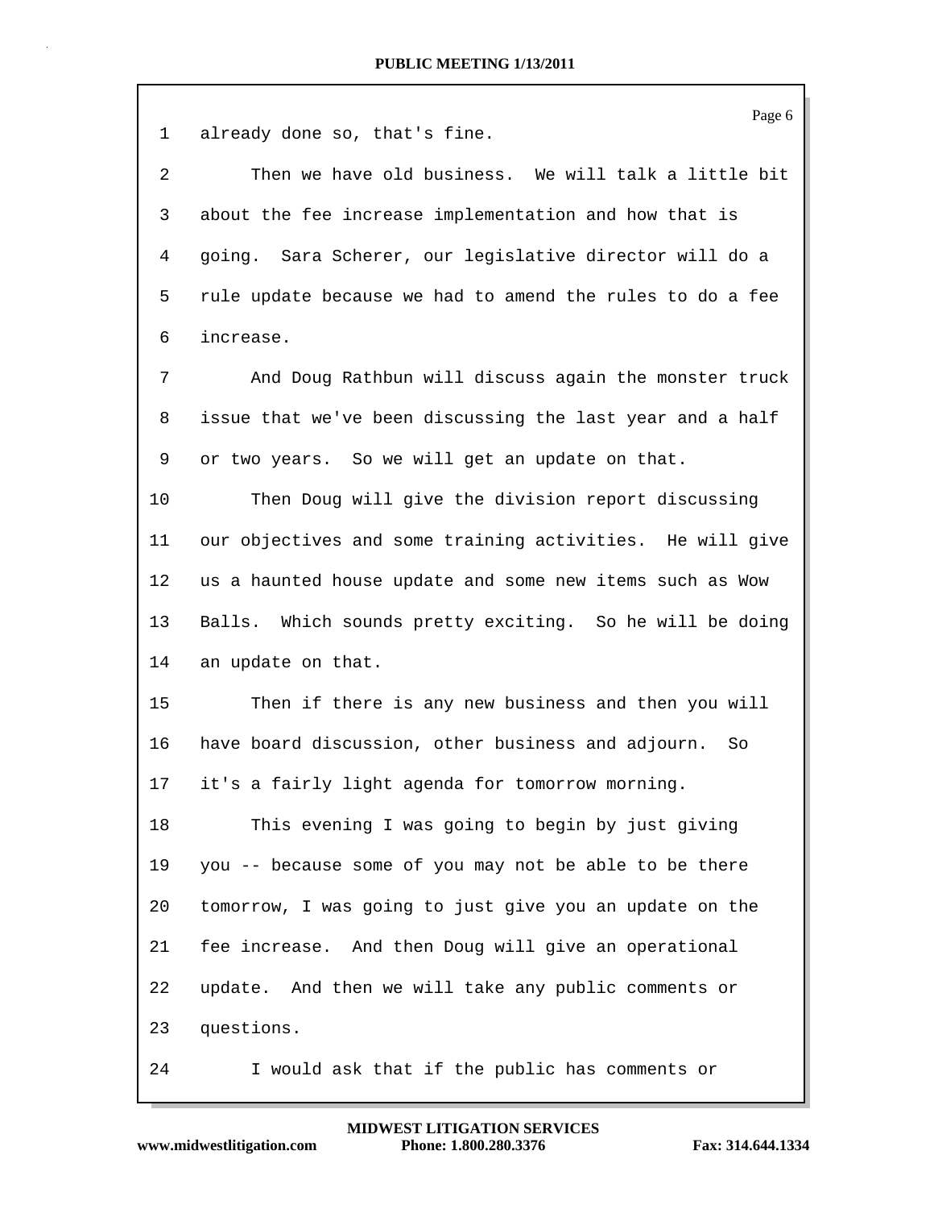already done so, that's fine.

Then we have old business. We will talk a little bit about the fee increase implementation and how that is going. Sara Scherer, our legislative director will do a rule update because we had to amend the rules to do a fee increase.

And Doug Rathbun will discuss again the monster truck issue that we've been discussing the last year and a half or two years. So we will get an update on that.

Then Doug will give the division report discussing our objectives and some training activities. He will give us a haunted house update and some new items such as Wow Balls. Which sounds pretty exciting. So he will be doing an update on that.

Then if there is any new business and then you will have board discussion, other business and adjourn. So it's a fairly light agenda for tomorrow morning.

This evening I was going to begin by just giving you -- because some of you may not be able to be there tomorrow, I was going to just give you an update on the fee increase. And then Doug will give an operational update. And then we will take any public comments or questions.

I would ask that if the public has comments or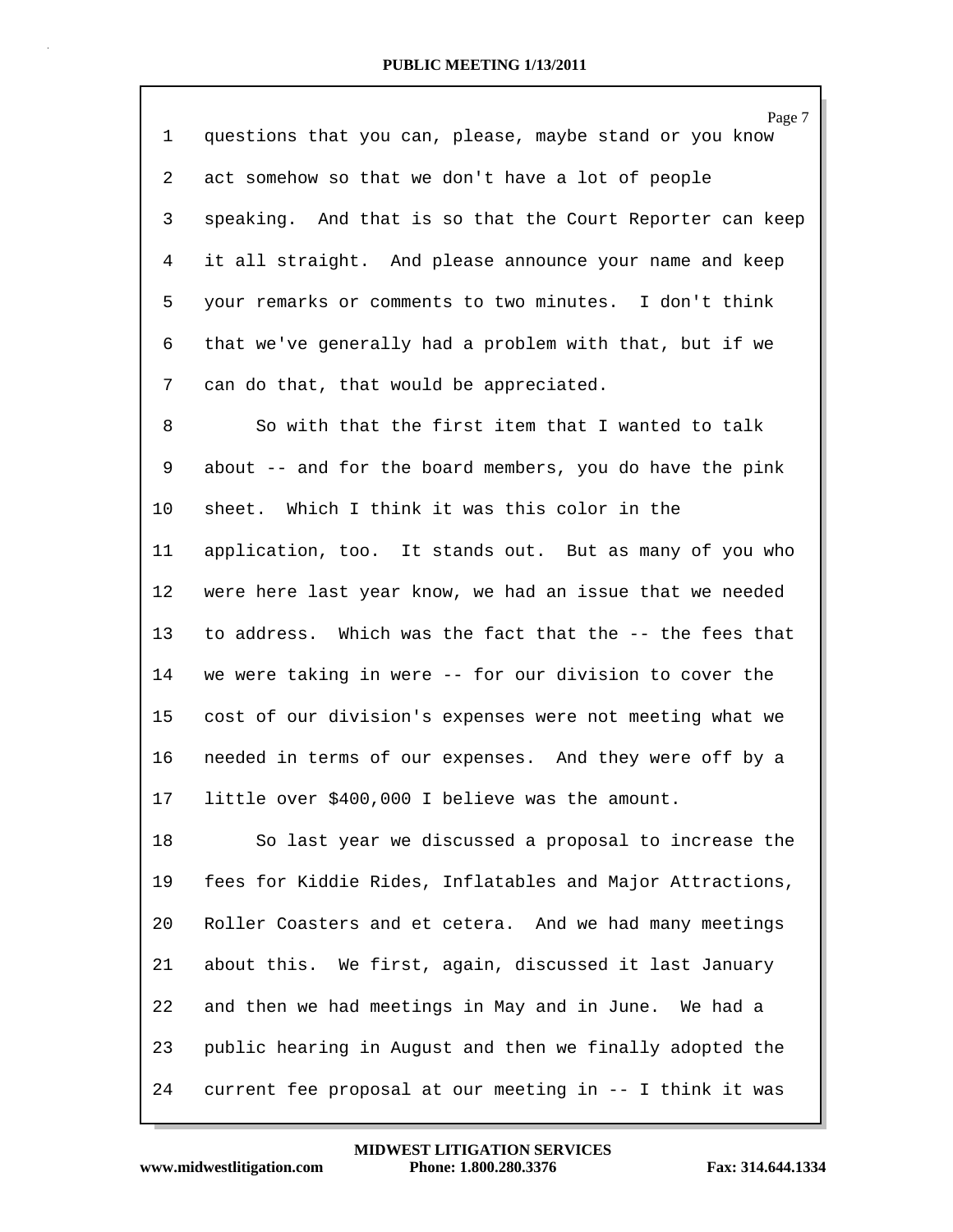1 questions that you can, please, maybe stand or you know
2 act somehow so that we don't have a lot of people
3 speaking. And that is so that the Court Reporter can keep
4 it all straight. And please announce your name and keep
5 your remarks or comments to two minutes. I don't think
6 that we've generally had a problem with that, but if we
7 can do that, that would be appreciated.
8 So with that the first item that I wanted to talk
9 about -- and for the board members, you do have the pink
10 sheet. Which I think it was this color in the
11 application, too. It stands out. But as many of you who
12 were here last year know, we had an issue that we needed
13 to address. Which was the fact that the -- the fees that
14 we were taking in were -- for our division to cover the
15 cost of our division's expenses were not meeting what we
16 needed in terms of our expenses. And they were off by a
17 little over $400,000 I believe was the amount.
18 So last year we discussed a proposal to increase the
19 fees for Kiddie Rides, Inflatables and Major Attractions,
20 Roller Coasters and et cetera. And we had many meetings
21 about this. We first, again, discussed it last January
22 and then we had meetings in May and in June. We had a
23 public hearing in August and then we finally adopted the
24 current fee proposal at our meeting in -- I think it was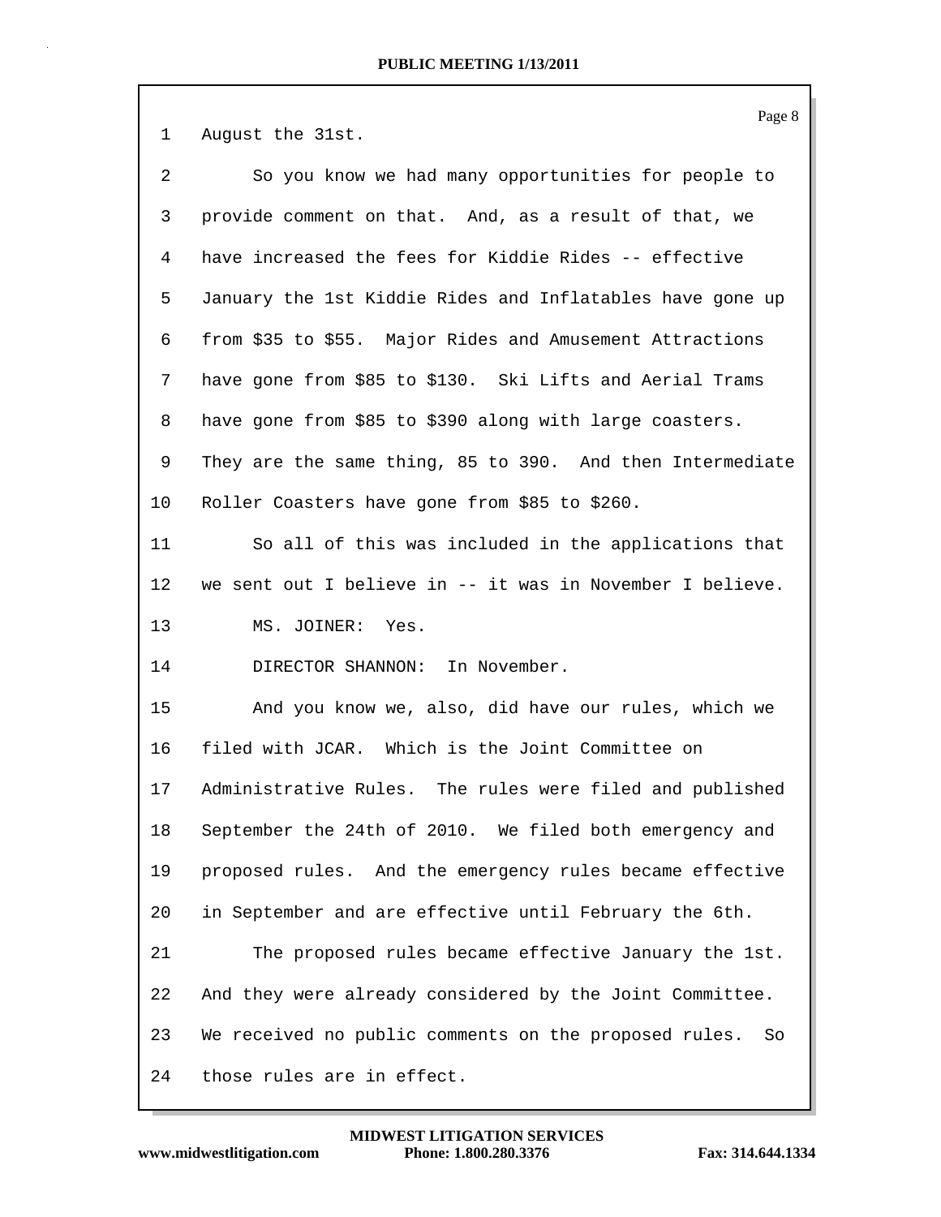August the 31st.

So you know we had many opportunities for people to provide comment on that. And, as a result of that, we have increased the fees for Kiddie Rides -- effective January the 1st Kiddie Rides and Inflatables have gone up from $35 to $55. Major Rides and Amusement Attractions have gone from $85 to $130. Ski Lifts and Aerial Trams have gone from $85 to $390 along with large coasters. They are the same thing, 85 to 390. And then Intermediate Roller Coasters have gone from $85 to $260.

So all of this was included in the applications that we sent out I believe in -- it was in November I believe.

MS. JOINER: Yes.

DIRECTOR SHANNON: In November.

And you know we, also, did have our rules, which we filed with JCAR. Which is the Joint Committee on Administrative Rules. The rules were filed and published September the 24th of 2010. We filed both emergency and proposed rules. And the emergency rules became effective in September and are effective until February the 6th.

The proposed rules became effective January the 1st. And they were already considered by the Joint Committee. We received no public comments on the proposed rules. So those rules are in effect.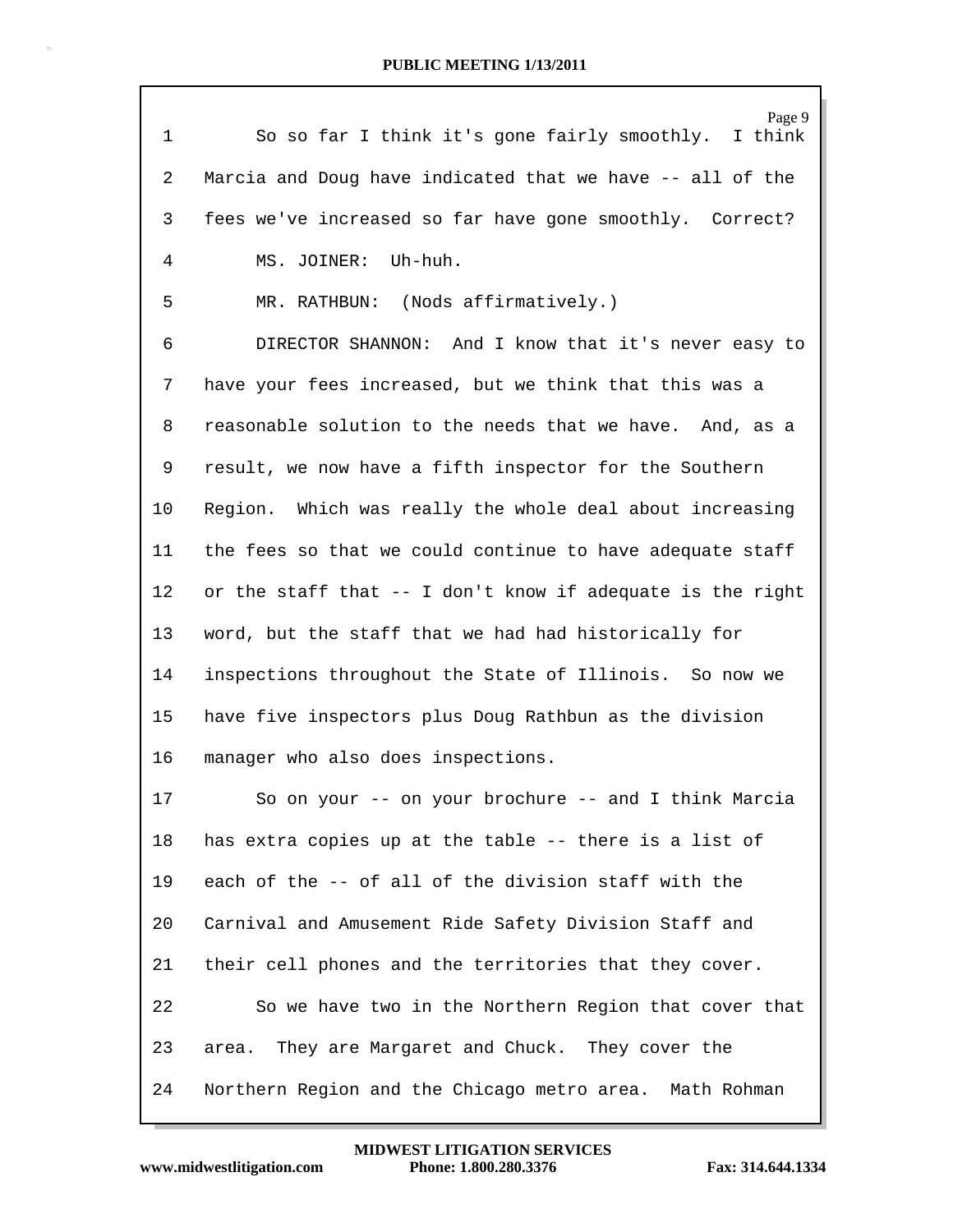So so far I think it's gone fairly smoothly. I think Marcia and Doug have indicated that we have -- all of the fees we've increased so far have gone smoothly. Correct?

MS. JOINER: Uh-huh.

MR. RATHBUN: (Nods affirmatively.)

DIRECTOR SHANNON: And I know that it's never easy to have your fees increased, but we think that this was a reasonable solution to the needs that we have. And, as a result, we now have a fifth inspector for the Southern Region. Which was really the whole deal about increasing the fees so that we could continue to have adequate staff or the staff that -- I don't know if adequate is the right word, but the staff that we had had historically for inspections throughout the State of Illinois. So now we have five inspectors plus Doug Rathbun as the division manager who also does inspections.

So on your -- on your brochure -- and I think Marcia has extra copies up at the table -- there is a list of each of the -- of all of the division staff with the Carnival and Amusement Ride Safety Division Staff and their cell phones and the territories that they cover.

So we have two in the Northern Region that cover that area. They are Margaret and Chuck. They cover the Northern Region and the Chicago metro area. Math Rohman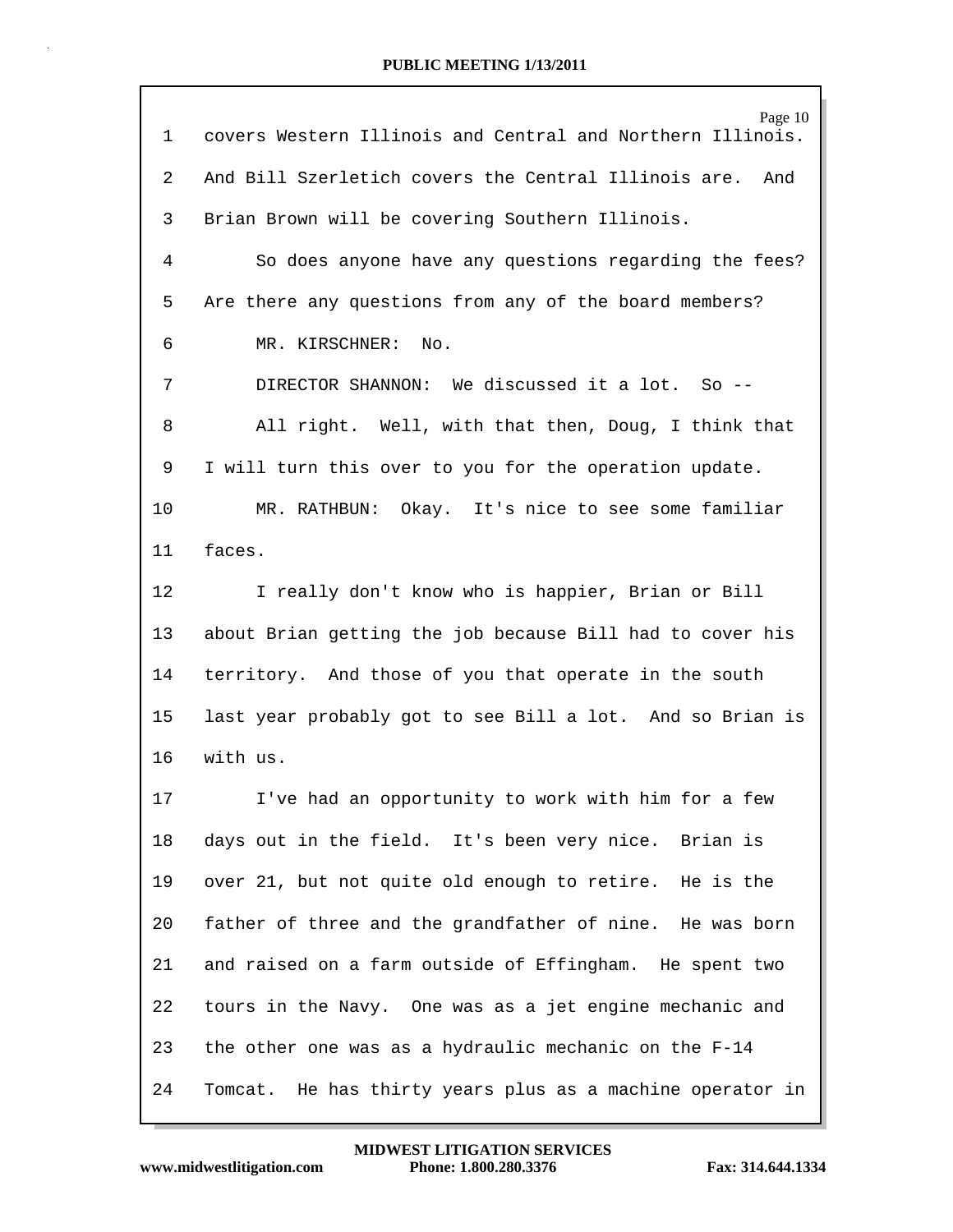covers Western Illinois and Central and Northern Illinois. And Bill Szerletich covers the Central Illinois are. And Brian Brown will be covering Southern Illinois.

So does anyone have any questions regarding the fees? Are there any questions from any of the board members?

MR. KIRSCHNER: No.

DIRECTOR SHANNON: We discussed it a lot. So --

All right. Well, with that then, Doug, I think that I will turn this over to you for the operation update.

MR. RATHBUN: Okay. It's nice to see some familiar faces.

I really don't know who is happier, Brian or Bill about Brian getting the job because Bill had to cover his territory. And those of you that operate in the south last year probably got to see Bill a lot. And so Brian is with us.

I've had an opportunity to work with him for a few days out in the field. It's been very nice. Brian is over 21, but not quite old enough to retire. He is the father of three and the grandfather of nine. He was born and raised on a farm outside of Effingham. He spent two tours in the Navy. One was as a jet engine mechanic and the other one was as a hydraulic mechanic on the F-14 Tomcat. He has thirty years plus as a machine operator in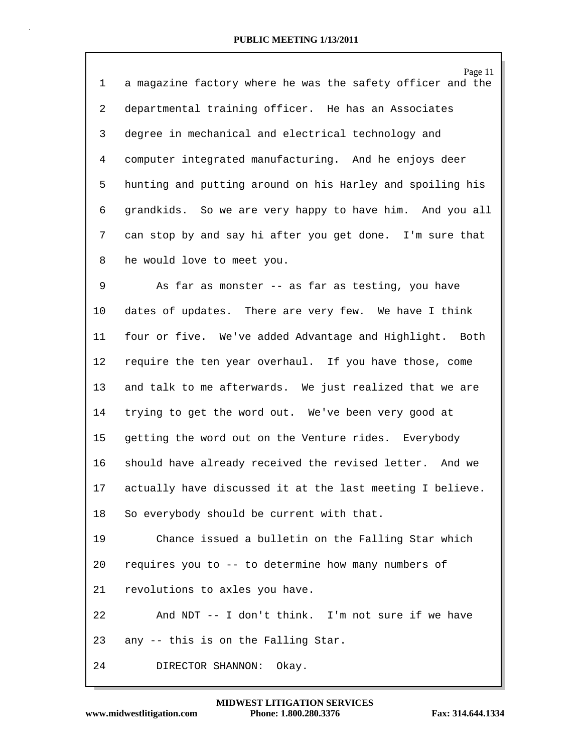a magazine factory where he was the safety officer and the departmental training officer. He has an Associates degree in mechanical and electrical technology and computer integrated manufacturing. And he enjoys deer hunting and putting around on his Harley and spoiling his grandkids. So we are very happy to have him. And you all can stop by and say hi after you get done. I'm sure that he would love to meet you.

As far as monster -- as far as testing, you have dates of updates. There are very few. We have I think four or five. We've added Advantage and Highlight. Both require the ten year overhaul. If you have those, come and talk to me afterwards. We just realized that we are trying to get the word out. We've been very good at getting the word out on the Venture rides. Everybody should have already received the revised letter. And we actually have discussed it at the last meeting I believe. So everybody should be current with that.

Chance issued a bulletin on the Falling Star which requires you to -- to determine how many numbers of revolutions to axles you have.

And NDT -- I don't think. I'm not sure if we have any -- this is on the Falling Star.

DIRECTOR SHANNON: Okay.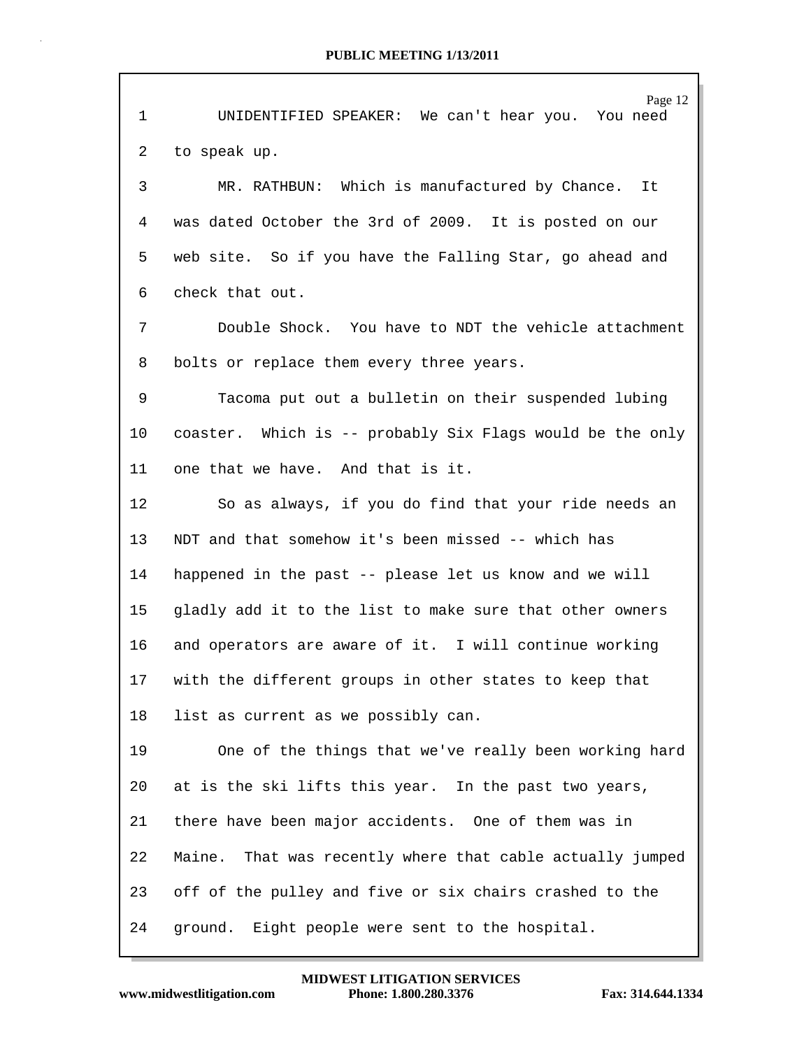UNIDENTIFIED SPEAKER: We can't hear you. You need to speak up.

MR. RATHBUN: Which is manufactured by Chance. It was dated October the 3rd of 2009. It is posted on our web site. So if you have the Falling Star, go ahead and check that out.

Double Shock. You have to NDT the vehicle attachment bolts or replace them every three years.

Tacoma put out a bulletin on their suspended lubing coaster. Which is -- probably Six Flags would be the only one that we have. And that is it.

So as always, if you do find that your ride needs an NDT and that somehow it's been missed -- which has happened in the past -- please let us know and we will gladly add it to the list to make sure that other owners and operators are aware of it. I will continue working with the different groups in other states to keep that list as current as we possibly can.

One of the things that we've really been working hard at is the ski lifts this year. In the past two years, there have been major accidents. One of them was in Maine. That was recently where that cable actually jumped off of the pulley and five or six chairs crashed to the ground. Eight people were sent to the hospital.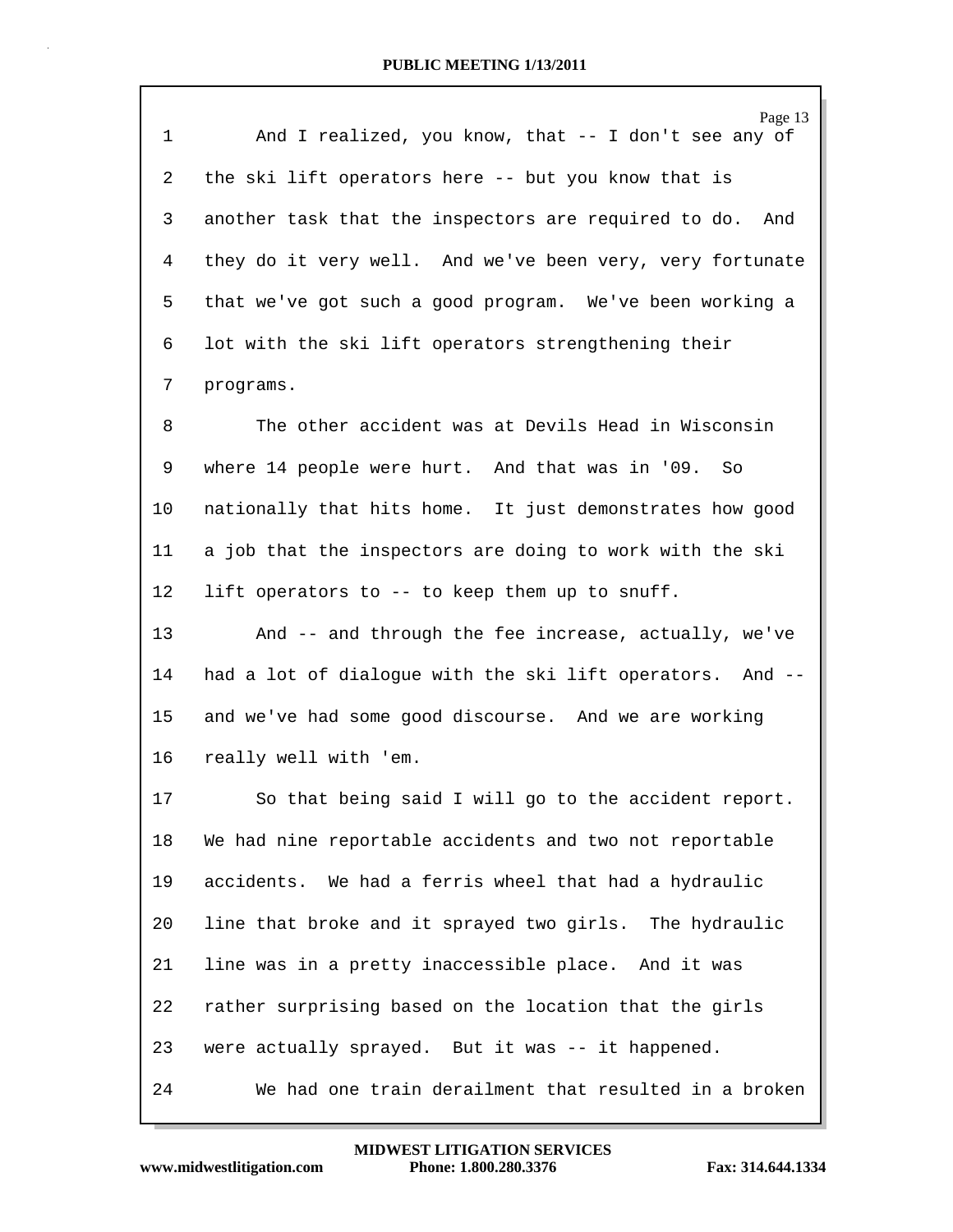And I realized, you know, that -- I don't see any of the ski lift operators here -- but you know that is another task that the inspectors are required to do. And they do it very well. And we've been very, very fortunate that we've got such a good program. We've been working a lot with the ski lift operators strengthening their programs.

The other accident was at Devils Head in Wisconsin where 14 people were hurt. And that was in '09. So nationally that hits home. It just demonstrates how good a job that the inspectors are doing to work with the ski lift operators to -- to keep them up to snuff.

And -- and through the fee increase, actually, we've had a lot of dialogue with the ski lift operators. And -- and we've had some good discourse. And we are working really well with 'em.

So that being said I will go to the accident report. We had nine reportable accidents and two not reportable accidents. We had a ferris wheel that had a hydraulic line that broke and it sprayed two girls. The hydraulic line was in a pretty inaccessible place. And it was rather surprising based on the location that the girls were actually sprayed. But it was -- it happened.

We had one train derailment that resulted in a broken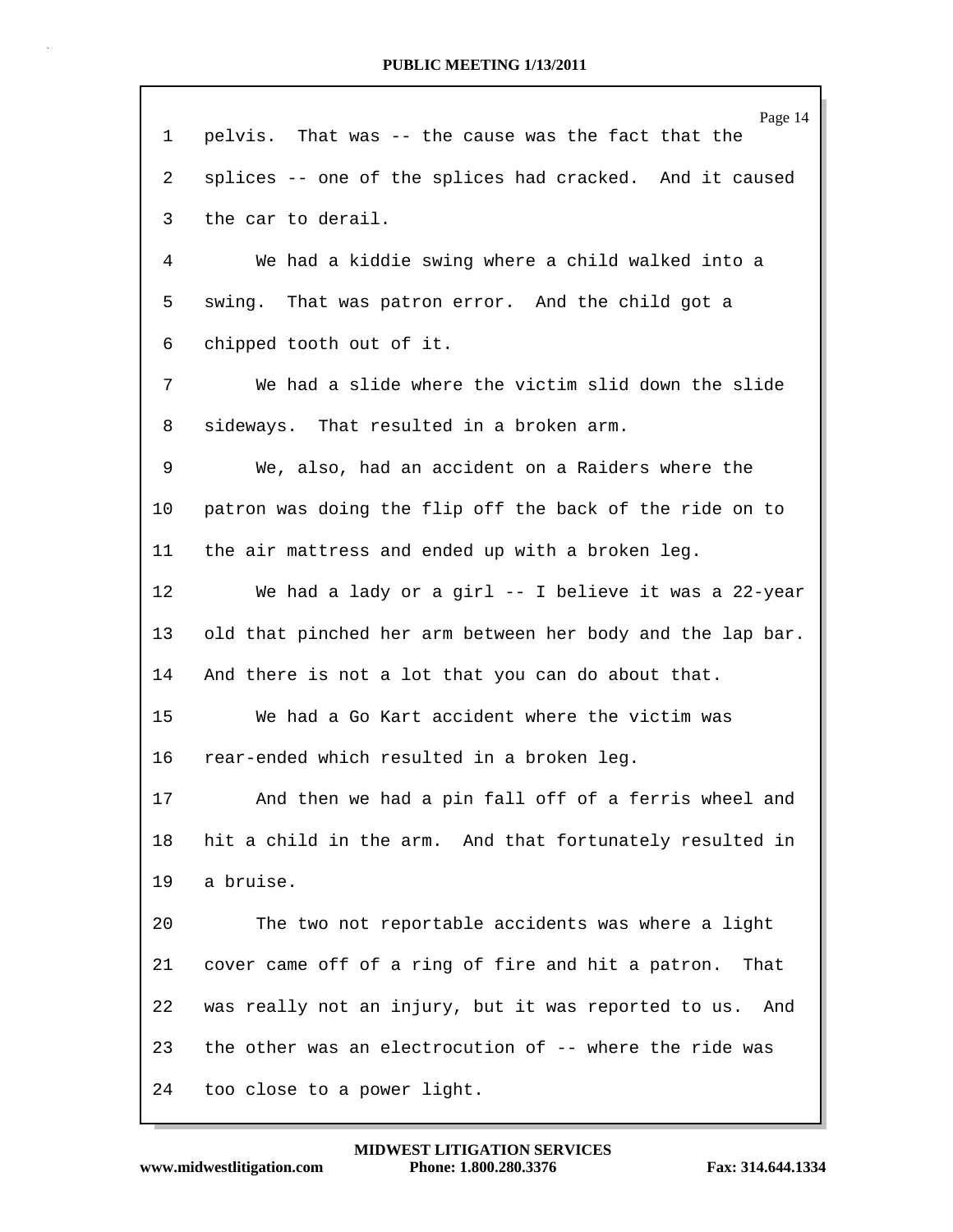pelvis. That was -- the cause was the fact that the splices -- one of the splices had cracked. And it caused the car to derail.

We had a kiddie swing where a child walked into a swing. That was patron error. And the child got a chipped tooth out of it.

We had a slide where the victim slid down the slide sideways. That resulted in a broken arm.

We, also, had an accident on a Raiders where the patron was doing the flip off the back of the ride on to the air mattress and ended up with a broken leg.

We had a lady or a girl -- I believe it was a 22-year old that pinched her arm between her body and the lap bar. And there is not a lot that you can do about that.

We had a Go Kart accident where the victim was rear-ended which resulted in a broken leg.

And then we had a pin fall off of a ferris wheel and hit a child in the arm. And that fortunately resulted in a bruise.

The two not reportable accidents was where a light cover came off of a ring of fire and hit a patron. That was really not an injury, but it was reported to us. And the other was an electrocution of -- where the ride was too close to a power light.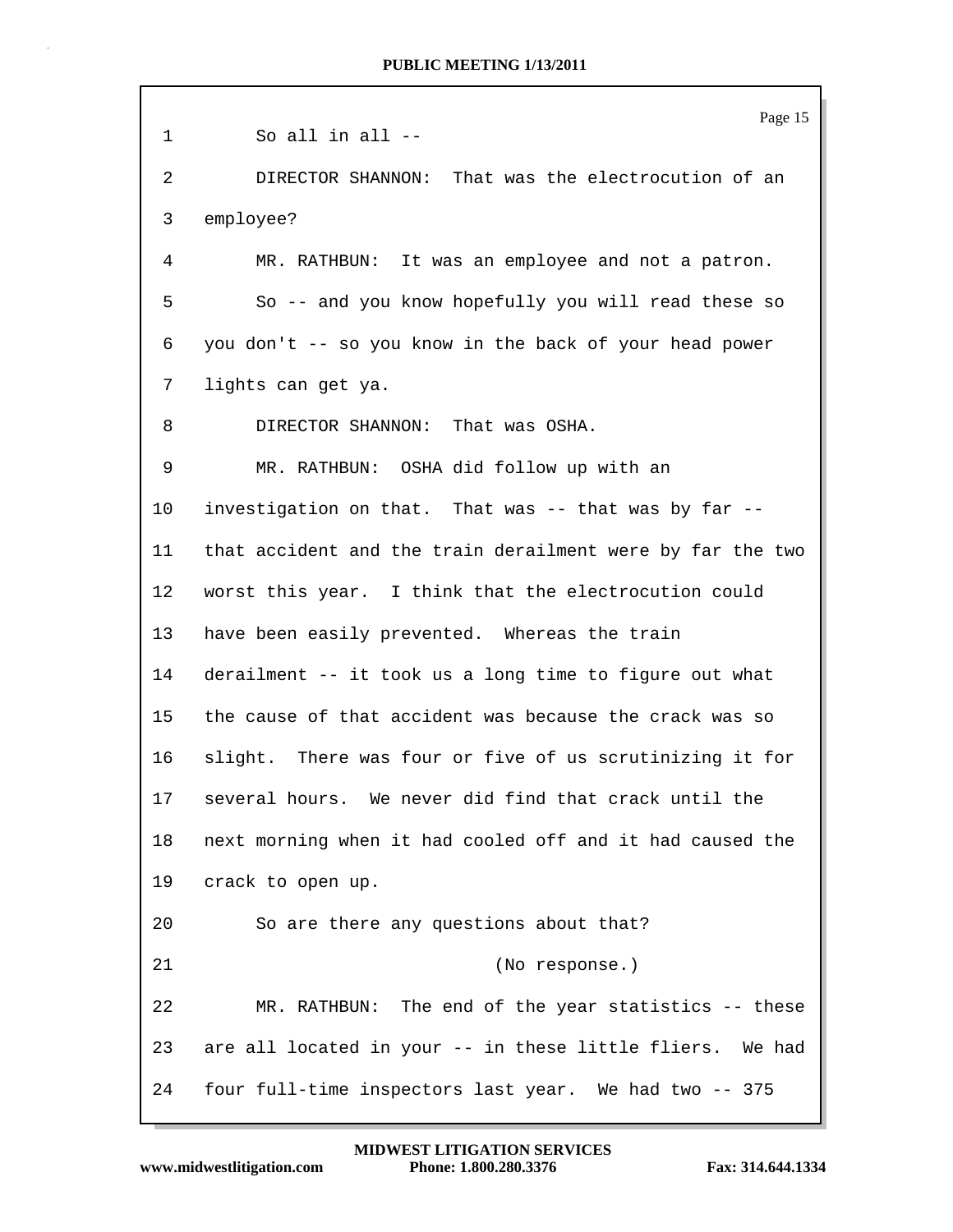1 So all in all --

2 DIRECTOR SHANNON: That was the electrocution of an

3 employee?

4 MR. RATHBUN: It was an employee and not a patron.

5 So -- and you know hopefully you will read these so

6 you don't -- so you know in the back of your head power

7 lights can get ya.

8 DIRECTOR SHANNON: That was OSHA.

9 MR. RATHBUN: OSHA did follow up with an

10 investigation on that. That was -- that was by far --

11 that accident and the train derailment were by far the two

12 worst this year. I think that the electrocution could

13 have been easily prevented. Whereas the train

14 derailment -- it took us a long time to figure out what

15 the cause of that accident was because the crack was so

16 slight. There was four or five of us scrutinizing it for

17 several hours. We never did find that crack until the

18 next morning when it had cooled off and it had caused the

19 crack to open up.

20 So are there any questions about that?

21 (No response.)

22 MR. RATHBUN: The end of the year statistics -- these

23 are all located in your -- in these little fliers. We had

24 four full-time inspectors last year. We had two -- 375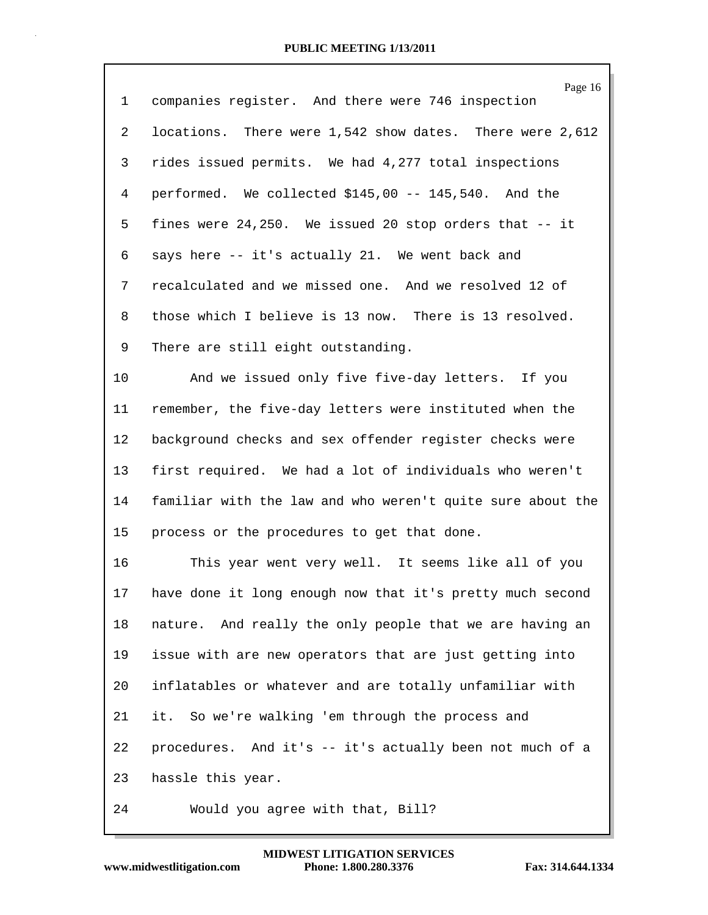companies register. And there were 746 inspection locations. There were 1,542 show dates. There were 2,612 rides issued permits. We had 4,277 total inspections performed. We collected $145,00 -- 145,540. And the fines were 24,250. We issued 20 stop orders that -- it says here -- it's actually 21. We went back and recalculated and we missed one. And we resolved 12 of those which I believe is 13 now. There is 13 resolved. There are still eight outstanding.

And we issued only five five-day letters. If you remember, the five-day letters were instituted when the background checks and sex offender register checks were first required. We had a lot of individuals who weren't familiar with the law and who weren't quite sure about the process or the procedures to get that done.

This year went very well. It seems like all of you have done it long enough now that it's pretty much second nature. And really the only people that we are having an issue with are new operators that are just getting into inflatables or whatever and are totally unfamiliar with it. So we're walking 'em through the process and procedures. And it's -- it's actually been not much of a hassle this year.

Would you agree with that, Bill?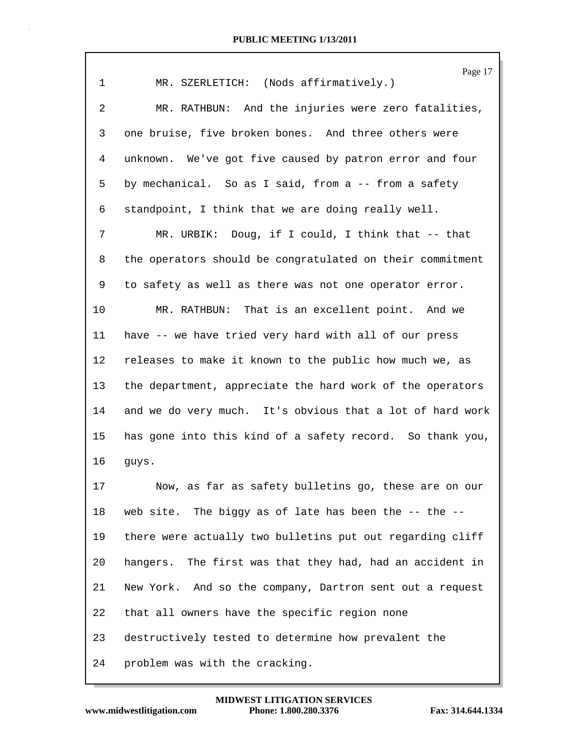1 MR. SZERLETICH: (Nods affirmatively.)

2 MR. RATHBUN: And the injuries were zero fatalities,

3 one bruise, five broken bones. And three others were

4 unknown. We've got five caused by patron error and four

5 by mechanical. So as I said, from a -- from a safety

6 standpoint, I think that we are doing really well.

7 MR. URBIK: Doug, if I could, I think that -- that

8 the operators should be congratulated on their commitment

9 to safety as well as there was not one operator error.

10 MR. RATHBUN: That is an excellent point. And we

11 have -- we have tried very hard with all of our press

12 releases to make it known to the public how much we, as

13 the department, appreciate the hard work of the operators

14 and we do very much. It's obvious that a lot of hard work

15 has gone into this kind of a safety record. So thank you,

16 guys.

17 Now, as far as safety bulletins go, these are on our

18 web site. The biggy as of late has been the -- the --

19 there were actually two bulletins put out regarding cliff

20 hangers. The first was that they had, had an accident in

21 New York. And so the company, Dartron sent out a request

22 that all owners have the specific region none

23 destructively tested to determine how prevalent the

24 problem was with the cracking.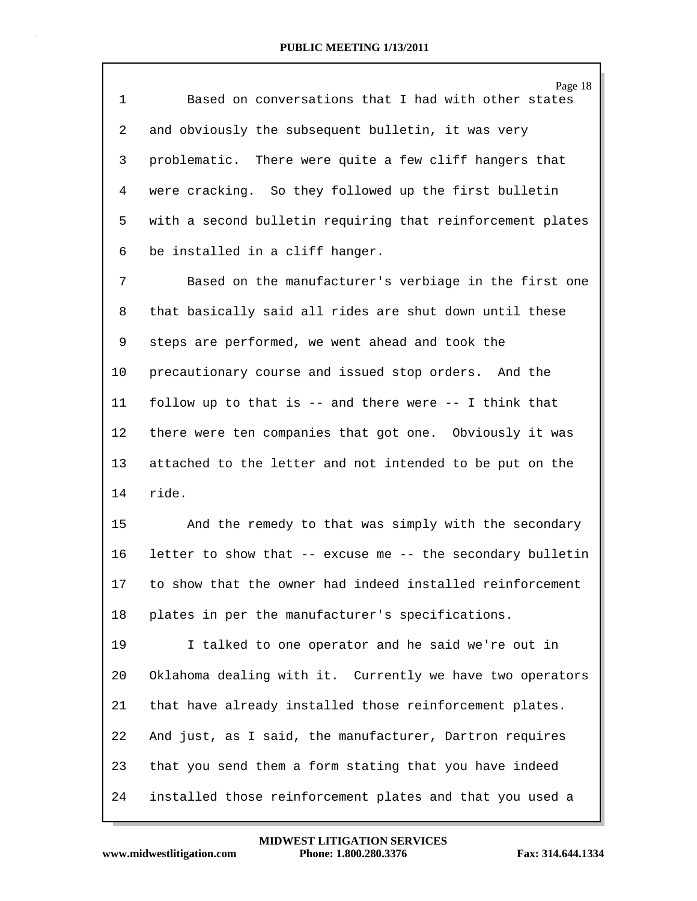Based on conversations that I had with other states and obviously the subsequent bulletin, it was very problematic. There were quite a few cliff hangers that were cracking. So they followed up the first bulletin with a second bulletin requiring that reinforcement plates be installed in a cliff hanger.

Based on the manufacturer's verbiage in the first one that basically said all rides are shut down until these steps are performed, we went ahead and took the precautionary course and issued stop orders. And the follow up to that is -- and there were -- I think that there were ten companies that got one. Obviously it was attached to the letter and not intended to be put on the ride.

And the remedy to that was simply with the secondary letter to show that -- excuse me -- the secondary bulletin to show that the owner had indeed installed reinforcement plates in per the manufacturer's specifications.

I talked to one operator and he said we're out in Oklahoma dealing with it. Currently we have two operators that have already installed those reinforcement plates. And just, as I said, the manufacturer, Dartron requires that you send them a form stating that you have indeed installed those reinforcement plates and that you used a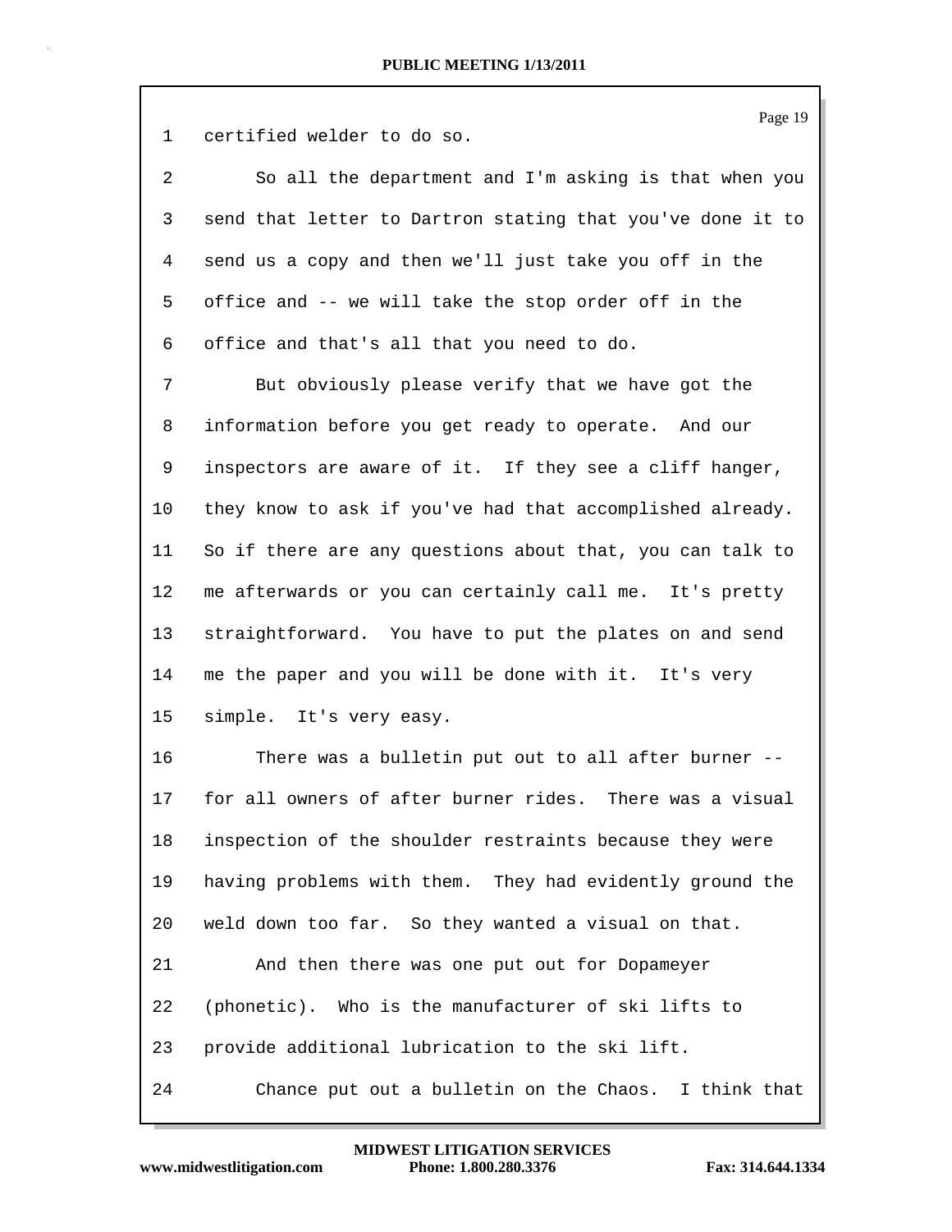certified welder to do so.

So all the department and I'm asking is that when you send that letter to Dartron stating that you've done it to send us a copy and then we'll just take you off in the office and -- we will take the stop order off in the office and that's all that you need to do.

But obviously please verify that we have got the information before you get ready to operate. And our inspectors are aware of it. If they see a cliff hanger, they know to ask if you've had that accomplished already. So if there are any questions about that, you can talk to me afterwards or you can certainly call me. It's pretty straightforward. You have to put the plates on and send me the paper and you will be done with it. It's very simple. It's very easy.

There was a bulletin put out to all after burner -- for all owners of after burner rides. There was a visual inspection of the shoulder restraints because they were having problems with them. They had evidently ground the weld down too far. So they wanted a visual on that.

And then there was one put out for Dopameyer (phonetic). Who is the manufacturer of ski lifts to provide additional lubrication to the ski lift.

Chance put out a bulletin on the Chaos. I think that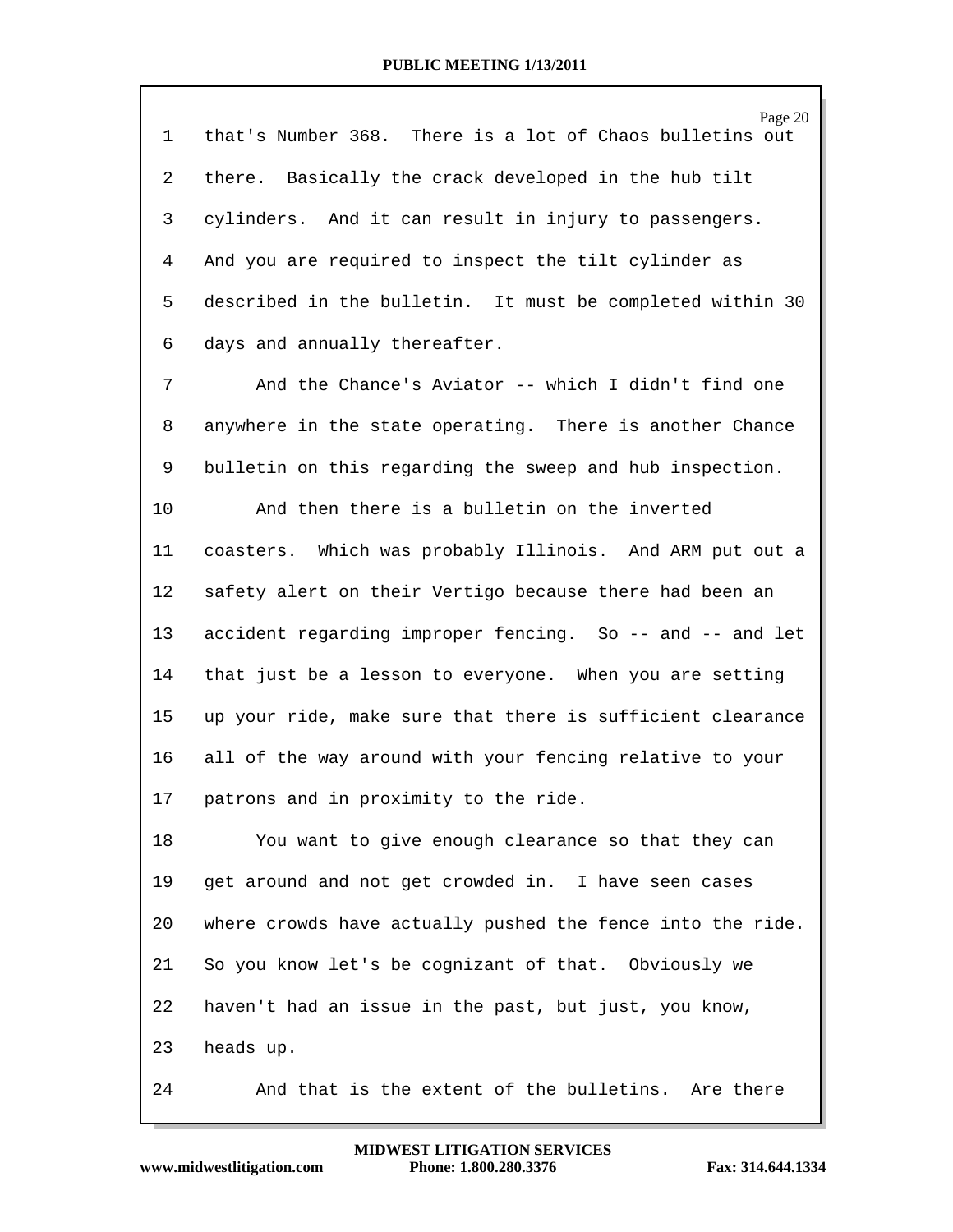that's Number 368. There is a lot of Chaos bulletins out there. Basically the crack developed in the hub tilt cylinders. And it can result in injury to passengers. And you are required to inspect the tilt cylinder as described in the bulletin. It must be completed within 30 days and annually thereafter.

And the Chance's Aviator -- which I didn't find one anywhere in the state operating. There is another Chance bulletin on this regarding the sweep and hub inspection.

And then there is a bulletin on the inverted coasters. Which was probably Illinois. And ARM put out a safety alert on their Vertigo because there had been an accident regarding improper fencing. So -- and -- and let that just be a lesson to everyone. When you are setting up your ride, make sure that there is sufficient clearance all of the way around with your fencing relative to your patrons and in proximity to the ride.

You want to give enough clearance so that they can get around and not get crowded in. I have seen cases where crowds have actually pushed the fence into the ride. So you know let's be cognizant of that. Obviously we haven't had an issue in the past, but just, you know, heads up.

And that is the extent of the bulletins. Are there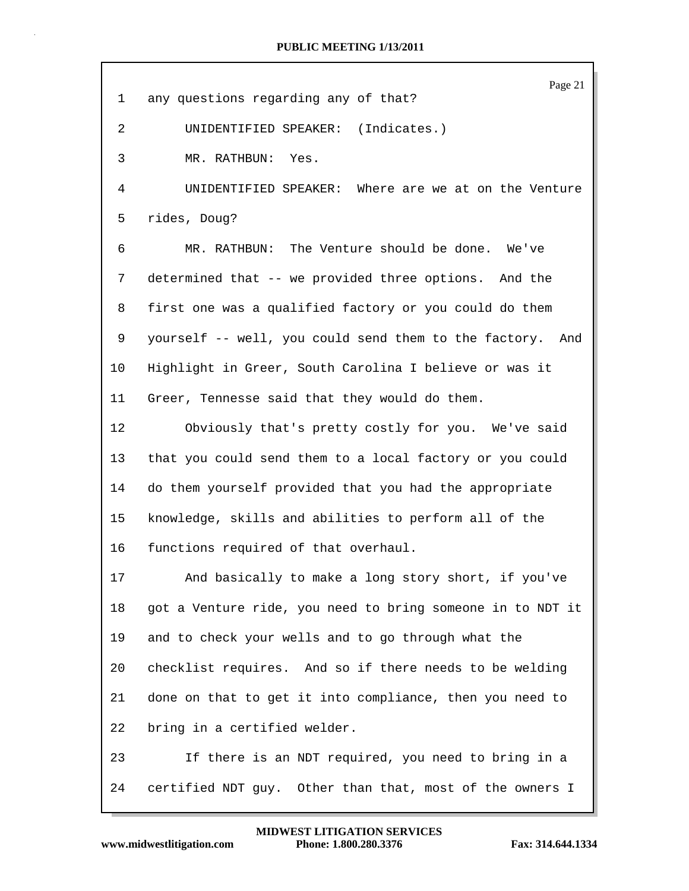1 any questions regarding any of that?

2 UNIDENTIFIED SPEAKER: (Indicates.)

3 MR. RATHBUN: Yes.

4 UNIDENTIFIED SPEAKER: Where are we at on the Venture

5 rides, Doug?

6 MR. RATHBUN: The Venture should be done. We've

7 determined that -- we provided three options. And the

8 first one was a qualified factory or you could do them

9 yourself -- well, you could send them to the factory. And

10 Highlight in Greer, South Carolina I believe or was it

11 Greer, Tennesse said that they would do them.

12 Obviously that's pretty costly for you. We've said

13 that you could send them to a local factory or you could

14 do them yourself provided that you had the appropriate

15 knowledge, skills and abilities to perform all of the

16 functions required of that overhaul.

17 And basically to make a long story short, if you've

18 got a Venture ride, you need to bring someone in to NDT it

19 and to check your wells and to go through what the

20 checklist requires. And so if there needs to be welding

21 done on that to get it into compliance, then you need to

22 bring in a certified welder.

23 If there is an NDT required, you need to bring in a

24 certified NDT guy. Other than that, most of the owners I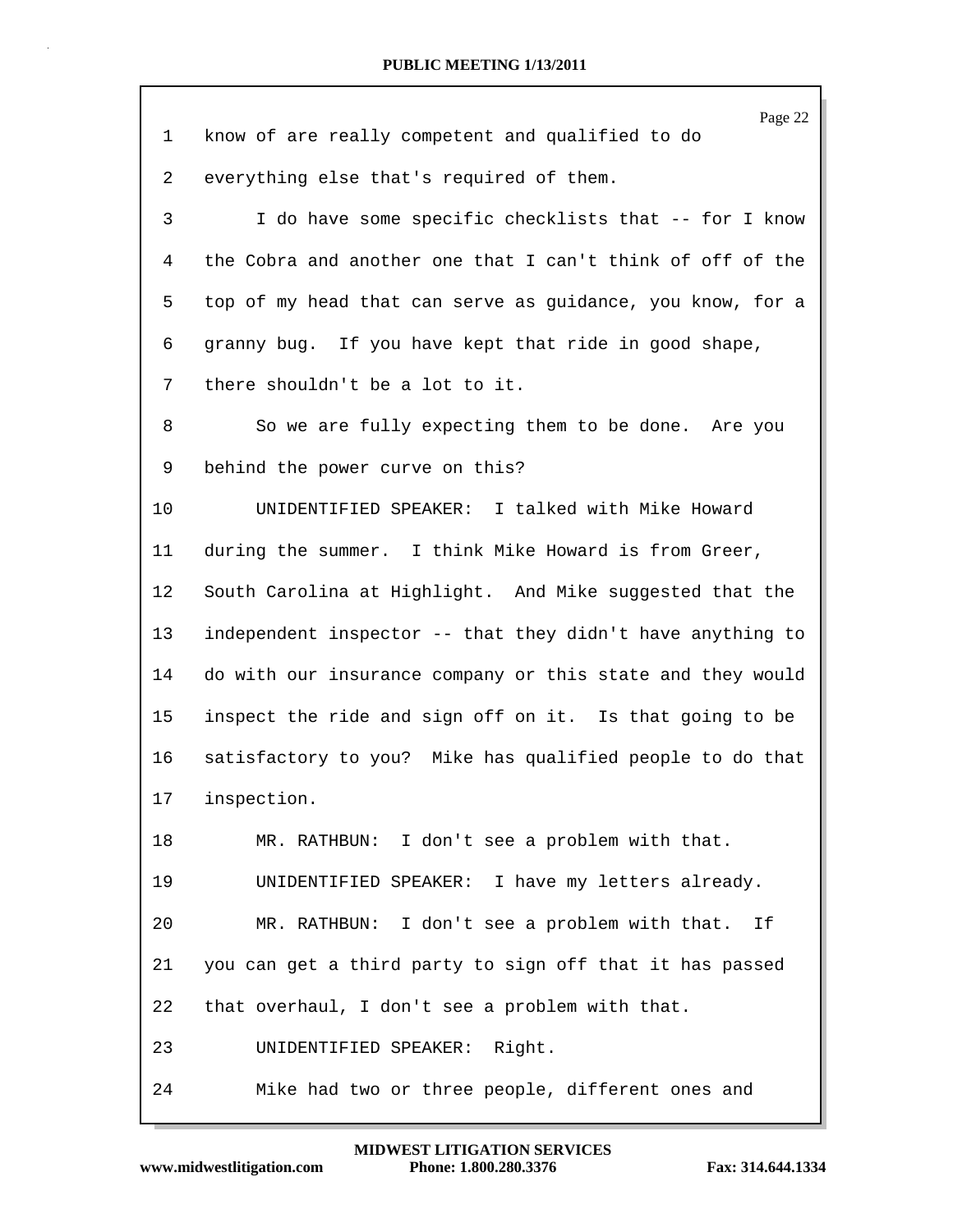know of are really competent and qualified to do everything else that's required of them.

I do have some specific checklists that -- for I know the Cobra and another one that I can't think of off of the top of my head that can serve as guidance, you know, for a granny bug. If you have kept that ride in good shape, there shouldn't be a lot to it.

So we are fully expecting them to be done. Are you behind the power curve on this?

UNIDENTIFIED SPEAKER: I talked with Mike Howard during the summer. I think Mike Howard is from Greer, South Carolina at Highlight. And Mike suggested that the independent inspector -- that they didn't have anything to do with our insurance company or this state and they would inspect the ride and sign off on it. Is that going to be satisfactory to you? Mike has qualified people to do that inspection.

MR. RATHBUN: I don't see a problem with that.

UNIDENTIFIED SPEAKER: I have my letters already.

MR. RATHBUN: I don't see a problem with that. If you can get a third party to sign off that it has passed that overhaul, I don't see a problem with that.

UNIDENTIFIED SPEAKER: Right.

Mike had two or three people, different ones and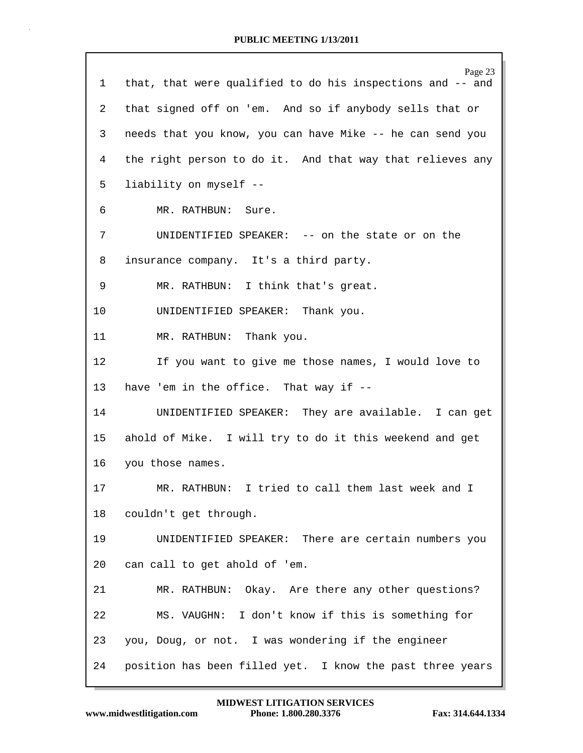1 that, that were qualified to do his inspections and -- and

2 that signed off on 'em. And so if anybody sells that or

3 needs that you know, you can have Mike -- he can send you

4 the right person to do it. And that way that relieves any

5 liability on myself --

6 MR. RATHBUN: Sure.

7 UNIDENTIFIED SPEAKER: -- on the state or on the

8 insurance company. It's a third party.

9 MR. RATHBUN: I think that's great.

10 UNIDENTIFIED SPEAKER: Thank you.

11 MR. RATHBUN: Thank you.

12 If you want to give me those names, I would love to

13 have 'em in the office. That way if --

14 UNIDENTIFIED SPEAKER: They are available. I can get

15 ahold of Mike. I will try to do it this weekend and get

16 you those names.

17 MR. RATHBUN: I tried to call them last week and I

18 couldn't get through.

19 UNIDENTIFIED SPEAKER: There are certain numbers you

20 can call to get ahold of 'em.

21 MR. RATHBUN: Okay. Are there any other questions?

22 MS. VAUGHN: I don't know if this is something for

23 you, Doug, or not. I was wondering if the engineer

24 position has been filled yet. I know the past three years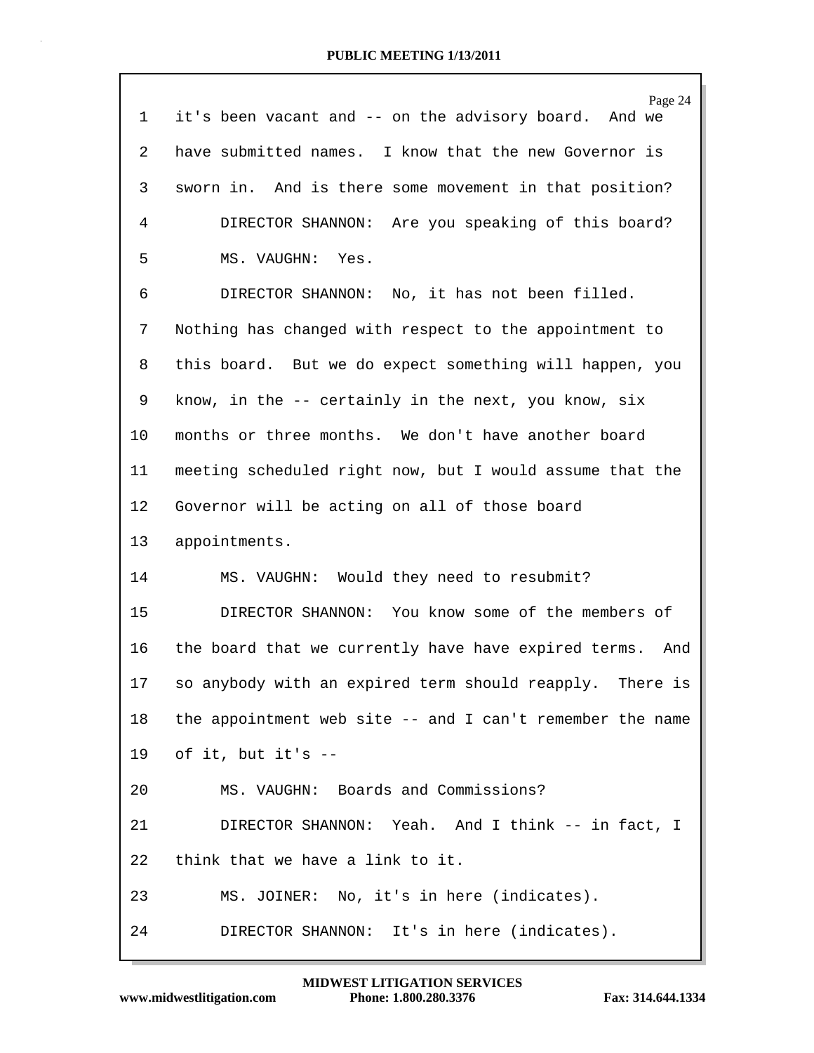1 it's been vacant and -- on the advisory board. And we
2 have submitted names. I know that the new Governor is
3 sworn in. And is there some movement in that position?
4 DIRECTOR SHANNON: Are you speaking of this board?
5 MS. VAUGHN: Yes.
6 DIRECTOR SHANNON: No, it has not been filled.
7 Nothing has changed with respect to the appointment to
8 this board. But we do expect something will happen, you
9 know, in the -- certainly in the next, you know, six
10 months or three months. We don't have another board
11 meeting scheduled right now, but I would assume that the
12 Governor will be acting on all of those board
13 appointments.
14 MS. VAUGHN: Would they need to resubmit?
15 DIRECTOR SHANNON: You know some of the members of
16 the board that we currently have have expired terms. And
17 so anybody with an expired term should reapply. There is
18 the appointment web site -- and I can't remember the name
19 of it, but it's --
20 MS. VAUGHN: Boards and Commissions?
21 DIRECTOR SHANNON: Yeah. And I think -- in fact, I
22 think that we have a link to it.
23 MS. JOINER: No, it's in here (indicates).
24 DIRECTOR SHANNON: It's in here (indicates).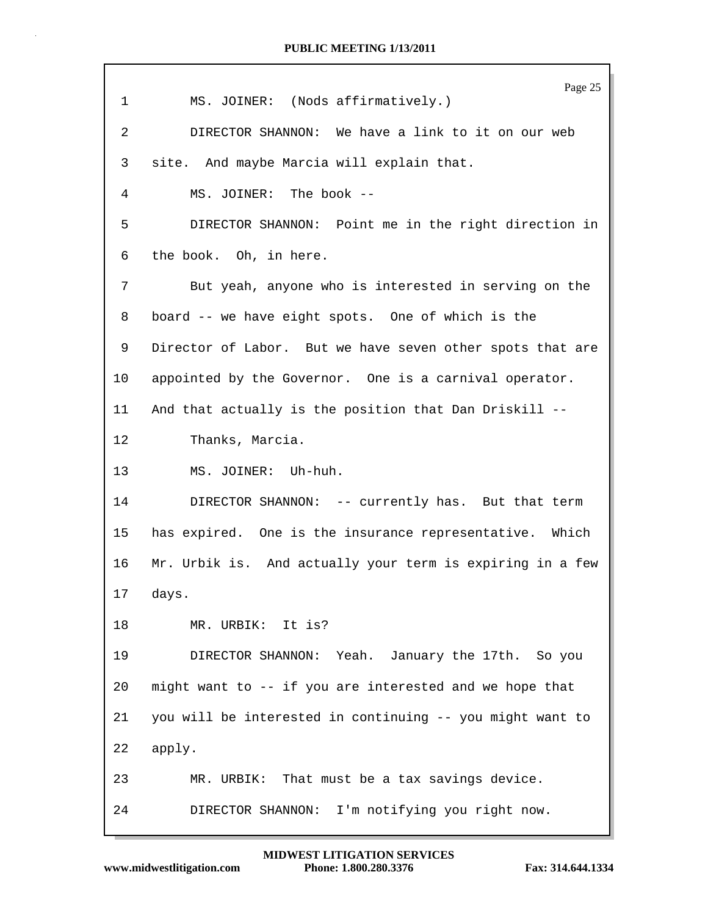1 MS. JOINER: (Nods affirmatively.)

2 DIRECTOR SHANNON: We have a link to it on our web

3 site. And maybe Marcia will explain that.

4 MS. JOINER: The book --

5 DIRECTOR SHANNON: Point me in the right direction in

6 the book. Oh, in here.

7 But yeah, anyone who is interested in serving on the

8 board -- we have eight spots. One of which is the

9 Director of Labor. But we have seven other spots that are

10 appointed by the Governor. One is a carnival operator.

11 And that actually is the position that Dan Driskill --

12 Thanks, Marcia.

13 MS. JOINER: Uh-huh.

14 DIRECTOR SHANNON: -- currently has. But that term

15 has expired. One is the insurance representative. Which

16 Mr. Urbik is. And actually your term is expiring in a few

17 days.

18 MR. URBIK: It is?

19 DIRECTOR SHANNON: Yeah. January the 17th. So you

20 might want to -- if you are interested and we hope that

21 you will be interested in continuing -- you might want to

22 apply.

23 MR. URBIK: That must be a tax savings device.

24 DIRECTOR SHANNON: I'm notifying you right now.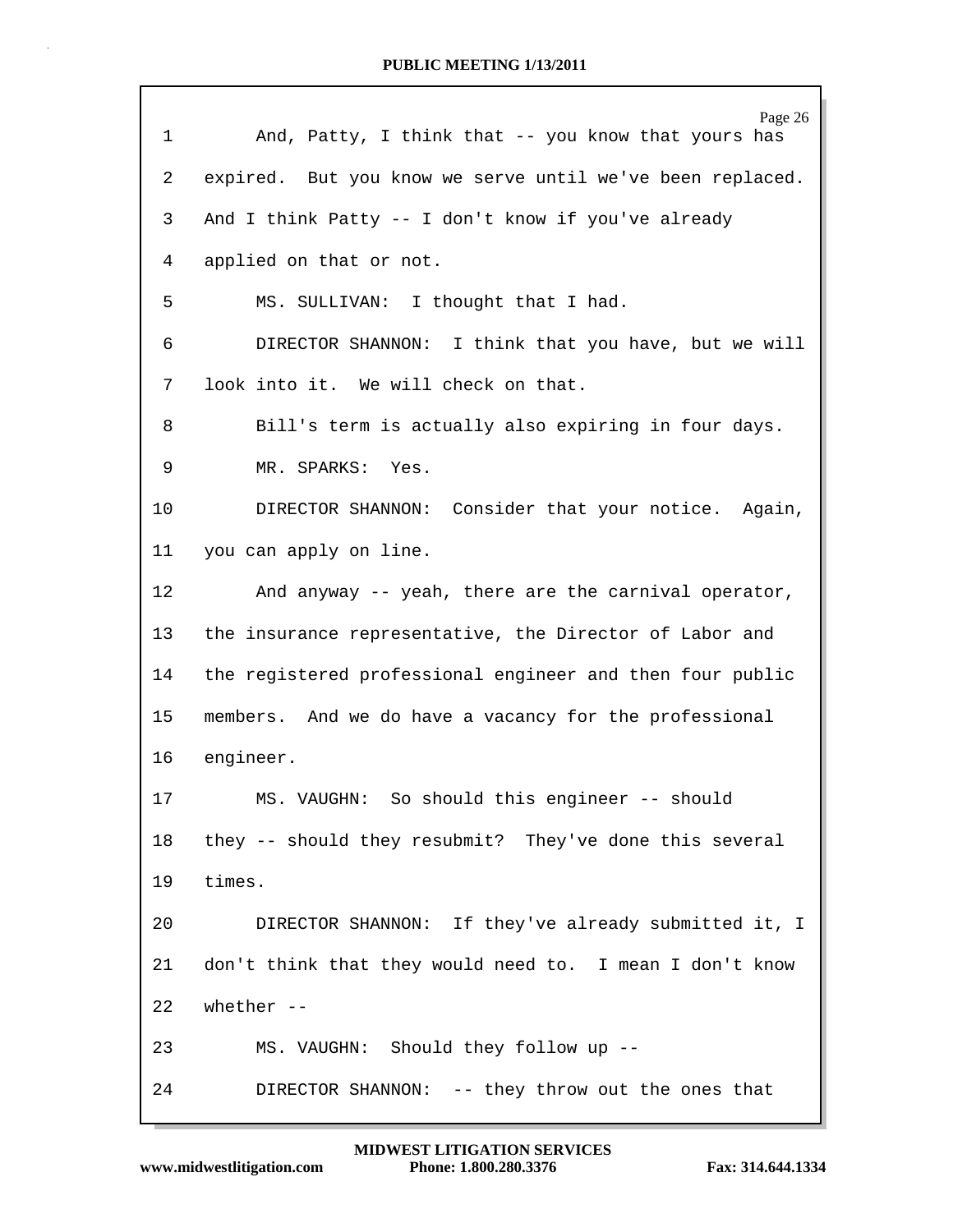And, Patty, I think that -- you know that yours has expired. But you know we serve until we've been replaced. And I think Patty -- I don't know if you've already applied on that or not.

MS. SULLIVAN: I thought that I had.

DIRECTOR SHANNON: I think that you have, but we will look into it. We will check on that.

Bill's term is actually also expiring in four days.

MR. SPARKS: Yes.

DIRECTOR SHANNON: Consider that your notice. Again, you can apply on line.

And anyway -- yeah, there are the carnival operator, the insurance representative, the Director of Labor and the registered professional engineer and then four public members. And we do have a vacancy for the professional engineer.

MS. VAUGHN: So should this engineer -- should they -- should they resubmit? They've done this several times.

DIRECTOR SHANNON: If they've already submitted it, I don't think that they would need to. I mean I don't know whether --

MS. VAUGHN: Should they follow up --

DIRECTOR SHANNON: -- they throw out the ones that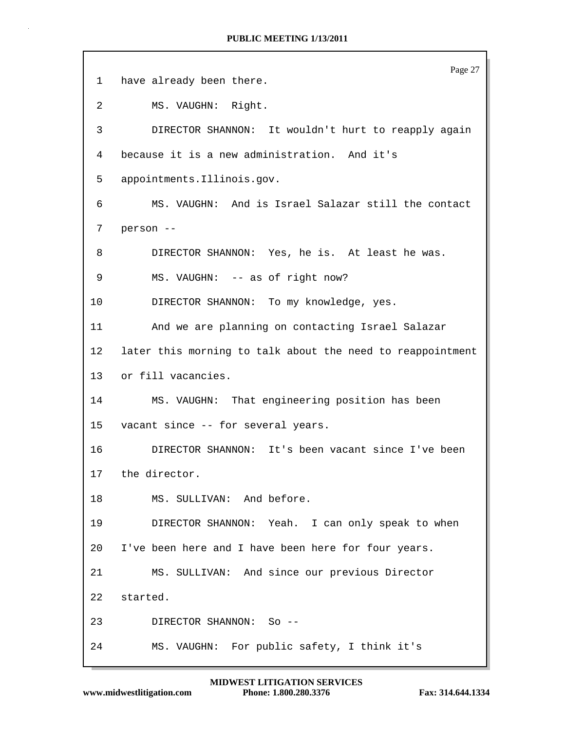1 have already been there.

2 MS. VAUGHN: Right.

3 DIRECTOR SHANNON: It wouldn't hurt to reapply again

4 because it is a new administration. And it's

5 appointments.Illinois.gov.

6 MS. VAUGHN: And is Israel Salazar still the contact

7 person --

8 DIRECTOR SHANNON: Yes, he is. At least he was.

9 MS. VAUGHN: -- as of right now?

10 DIRECTOR SHANNON: To my knowledge, yes.

11 And we are planning on contacting Israel Salazar

12 later this morning to talk about the need to reappointment

13 or fill vacancies.

14 MS. VAUGHN: That engineering position has been

15 vacant since -- for several years.

16 DIRECTOR SHANNON: It's been vacant since I've been

17 the director.

18 MS. SULLIVAN: And before.

19 DIRECTOR SHANNON: Yeah. I can only speak to when

20 I've been here and I have been here for four years.

21 MS. SULLIVAN: And since our previous Director

22 started.

23 DIRECTOR SHANNON: So --

24 MS. VAUGHN: For public safety, I think it's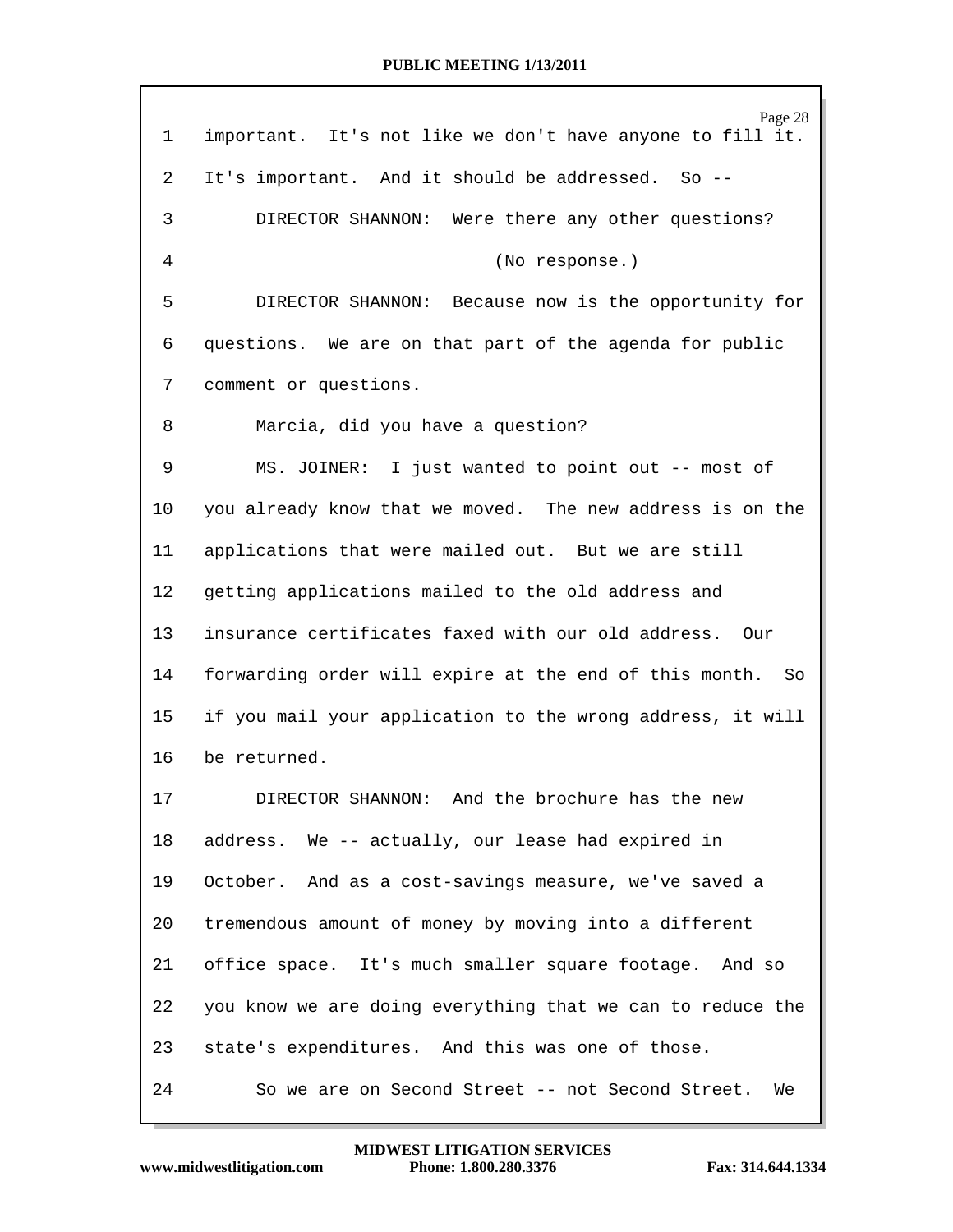important. It's not like we don't have anyone to fill it. It's important. And it should be addressed. So --

DIRECTOR SHANNON: Were there any other questions?

(No response.)

DIRECTOR SHANNON: Because now is the opportunity for questions. We are on that part of the agenda for public comment or questions.

Marcia, did you have a question?

MS. JOINER: I just wanted to point out -- most of you already know that we moved. The new address is on the applications that were mailed out. But we are still getting applications mailed to the old address and insurance certificates faxed with our old address. Our forwarding order will expire at the end of this month. So if you mail your application to the wrong address, it will be returned.

DIRECTOR SHANNON: And the brochure has the new address. We -- actually, our lease had expired in October. And as a cost-savings measure, we've saved a tremendous amount of money by moving into a different office space. It's much smaller square footage. And so you know we are doing everything that we can to reduce the state's expenditures. And this was one of those.

So we are on Second Street -- not Second Street. We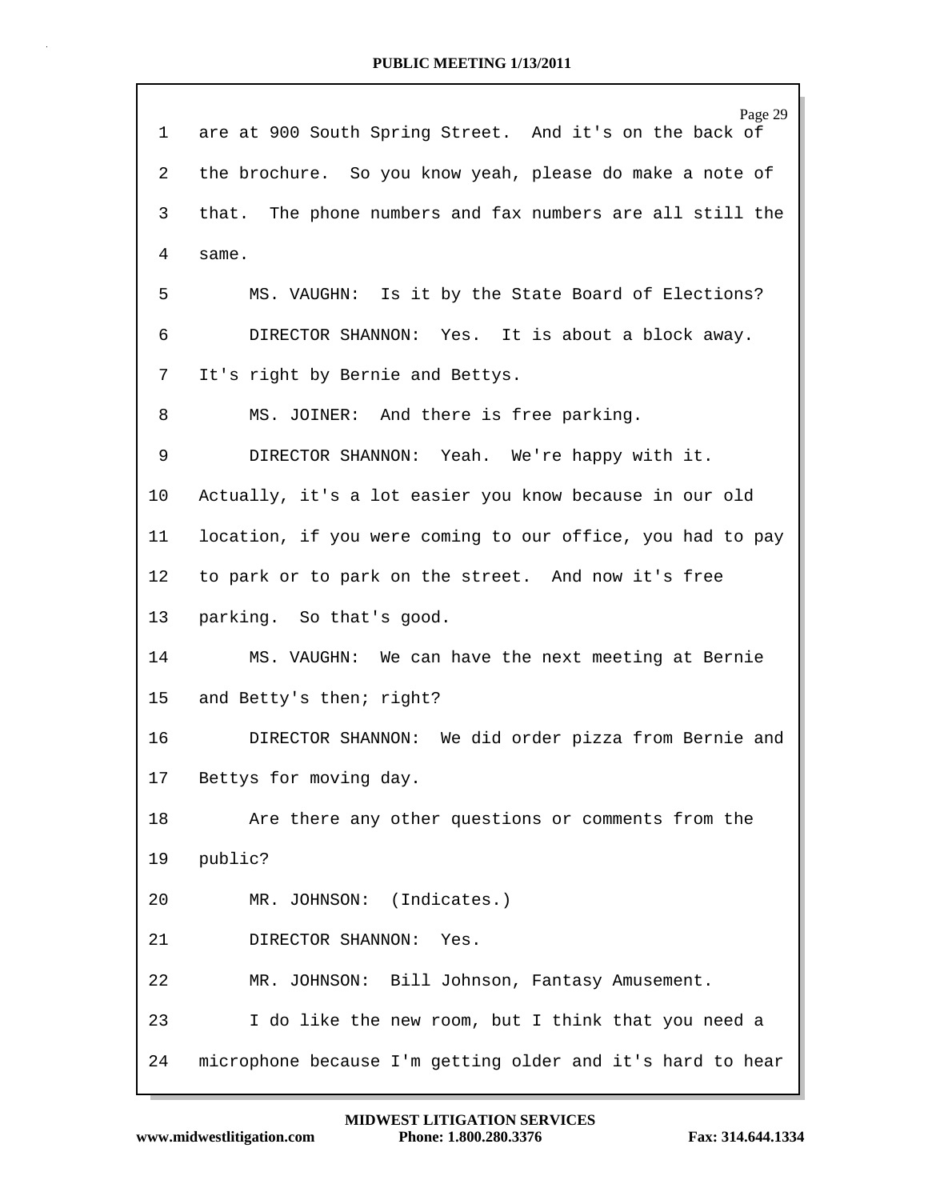1 are at 900 South Spring Street. And it's on the back of

2 the brochure. So you know yeah, please do make a note of

3 that. The phone numbers and fax numbers are all still the

4 same.

5 MS. VAUGHN: Is it by the State Board of Elections?

6 DIRECTOR SHANNON: Yes. It is about a block away.

7 It's right by Bernie and Bettys.

8 MS. JOINER: And there is free parking.

9 DIRECTOR SHANNON: Yeah. We're happy with it.

10 Actually, it's a lot easier you know because in our old

11 location, if you were coming to our office, you had to pay

12 to park or to park on the street. And now it's free

13 parking. So that's good.

14 MS. VAUGHN: We can have the next meeting at Bernie

15 and Betty's then; right?

16 DIRECTOR SHANNON: We did order pizza from Bernie and

17 Bettys for moving day.

18 Are there any other questions or comments from the

19 public?

20 MR. JOHNSON: (Indicates.)

21 DIRECTOR SHANNON: Yes.

22 MR. JOHNSON: Bill Johnson, Fantasy Amusement.

23 I do like the new room, but I think that you need a

24 microphone because I'm getting older and it's hard to hear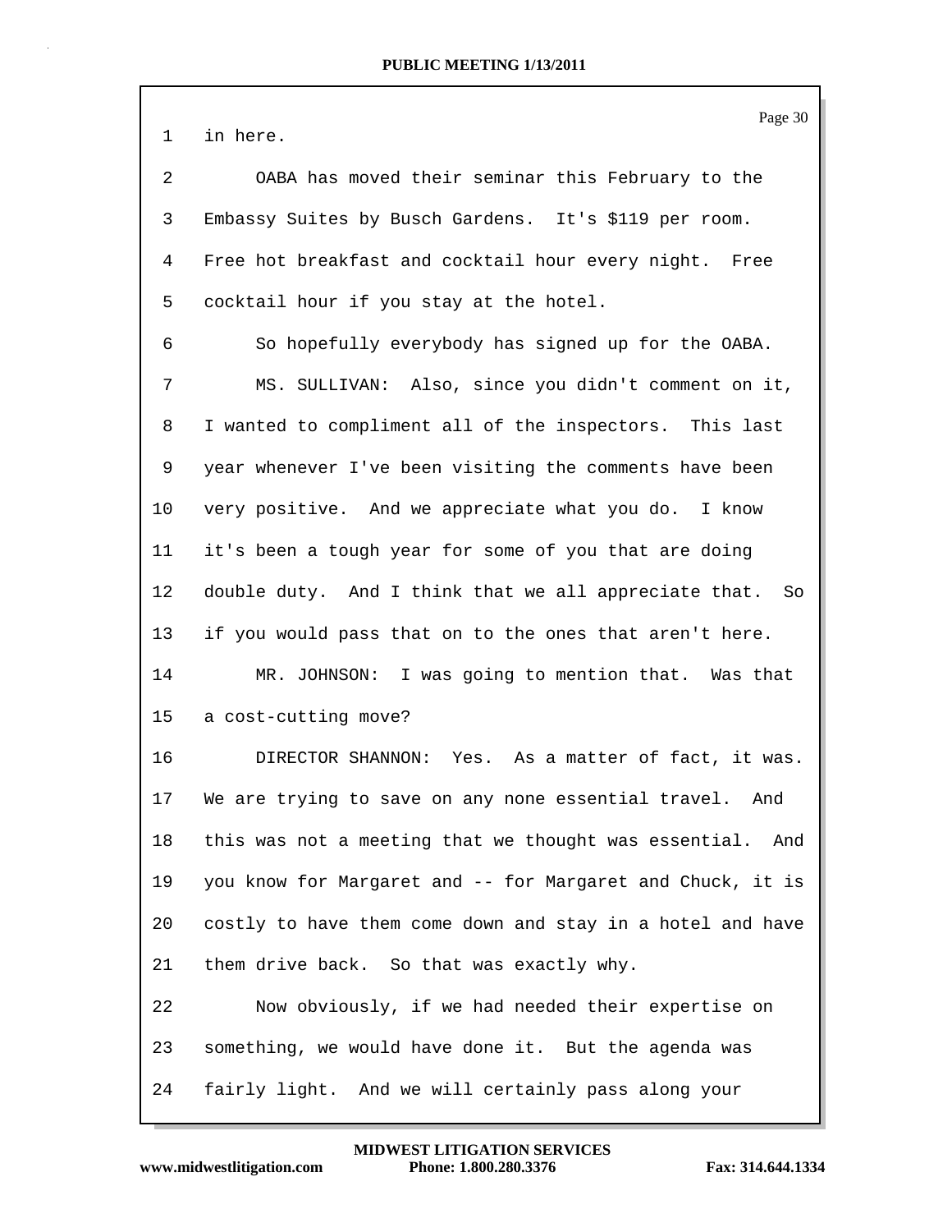in here.

OABA has moved their seminar this February to the Embassy Suites by Busch Gardens. It's $119 per room. Free hot breakfast and cocktail hour every night. Free cocktail hour if you stay at the hotel.

So hopefully everybody has signed up for the OABA.

MS. SULLIVAN: Also, since you didn't comment on it, I wanted to compliment all of the inspectors. This last year whenever I've been visiting the comments have been very positive. And we appreciate what you do. I know it's been a tough year for some of you that are doing double duty. And I think that we all appreciate that. So if you would pass that on to the ones that aren't here.

MR. JOHNSON: I was going to mention that. Was that a cost-cutting move?

DIRECTOR SHANNON: Yes. As a matter of fact, it was. We are trying to save on any none essential travel. And this was not a meeting that we thought was essential. And you know for Margaret and -- for Margaret and Chuck, it is costly to have them come down and stay in a hotel and have them drive back. So that was exactly why.

Now obviously, if we had needed their expertise on something, we would have done it. But the agenda was fairly light. And we will certainly pass along your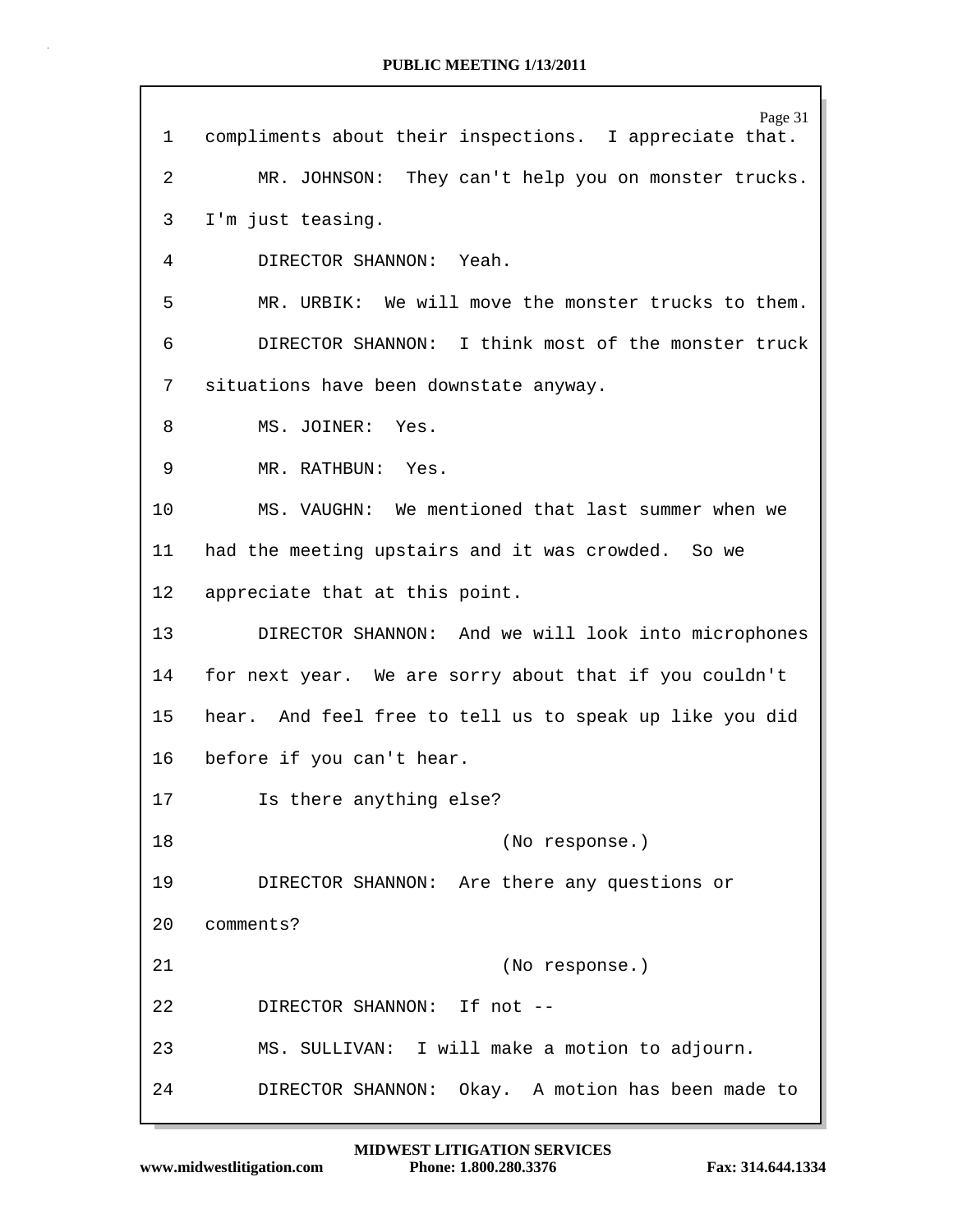1 compliments about their inspections. I appreciate that.

2 MR. JOHNSON: They can't help you on monster trucks.

3 I'm just teasing.

4 DIRECTOR SHANNON: Yeah.

5 MR. URBIK: We will move the monster trucks to them.

6 DIRECTOR SHANNON: I think most of the monster truck

7 situations have been downstate anyway.

8 MS. JOINER: Yes.

9 MR. RATHBUN: Yes.

10 MS. VAUGHN: We mentioned that last summer when we

11 had the meeting upstairs and it was crowded. So we

12 appreciate that at this point.

13 DIRECTOR SHANNON: And we will look into microphones

14 for next year. We are sorry about that if you couldn't

15 hear. And feel free to tell us to speak up like you did

16 before if you can't hear.

17 Is there anything else?

18 (No response.)

19 DIRECTOR SHANNON: Are there any questions or

20 comments?

21 (No response.)

22 DIRECTOR SHANNON: If not --

23 MS. SULLIVAN: I will make a motion to adjourn.

24 DIRECTOR SHANNON: Okay. A motion has been made to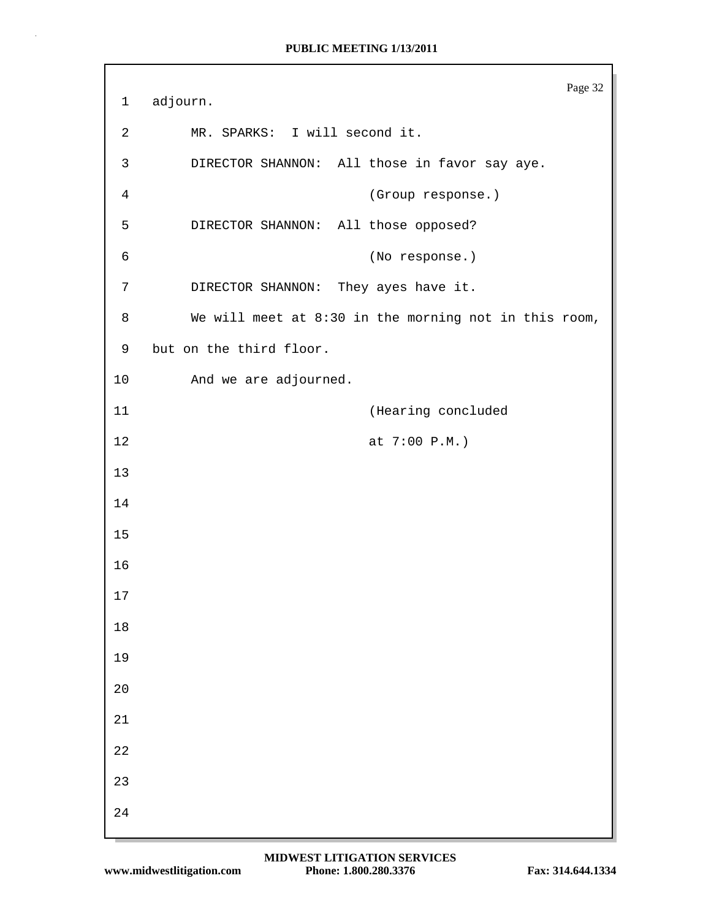adjourn.

MR. SPARKS: I will second it.

DIRECTOR SHANNON: All those in favor say aye.

(Group response.)

DIRECTOR SHANNON: All those opposed?

(No response.)

DIRECTOR SHANNON: They ayes have it.

We will meet at 8:30 in the morning not in this room, but on the third floor.

And we are adjourned.

(Hearing concluded at 7:00 P.M.)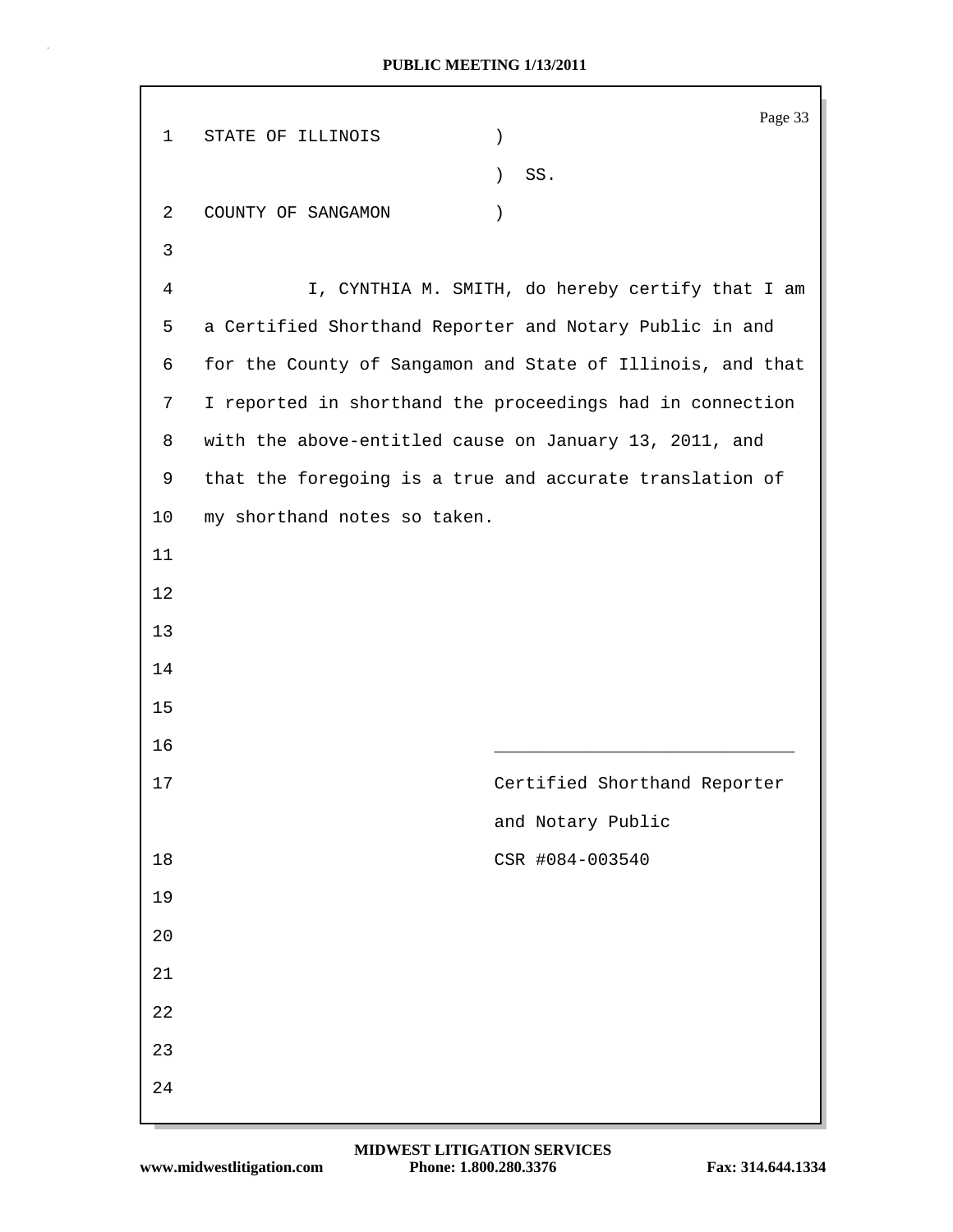STATE OF ILLINOIS )
) SS.
COUNTY OF SANGAMON )

I, CYNTHIA M. SMITH, do hereby certify that I am a Certified Shorthand Reporter and Notary Public in and for the County of Sangamon and State of Illinois, and that I reported in shorthand the proceedings had in connection with the above-entitled cause on January 13, 2011, and that the foregoing is a true and accurate translation of my shorthand notes so taken.

\_\_\_\_\_\_\_\_\_\_\_\_\_\_\_\_\_\_\_\_\_\_\_\_\_\_\_\_\_\_

Certified Shorthand Reporter
and Notary Public
CSR #084-003540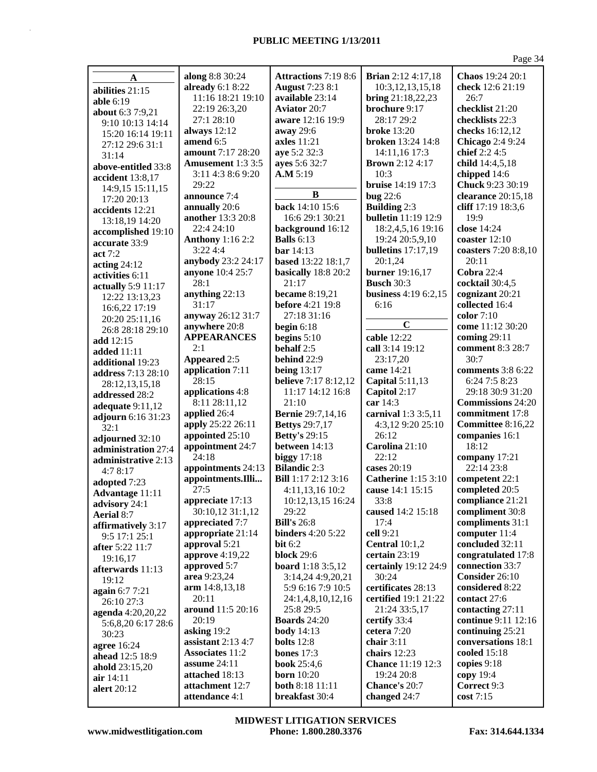## A

**abilities** 21:15
**able** 6:19
**about** 6:3 7:9,21 9:10 10:13 14:14 15:20 16:14 19:11 27:12 29:6 31:1 31:14
**above-entitled** 33:8
**accident** 13:8,17 14:9,15 15:11,15 17:20 20:13
**accidents** 12:21 13:18,19 14:20
**accomplished** 19:10
**accurate** 33:9
**act** 7:2
**acting** 24:12
**activities** 6:11
**actually** 5:9 11:17 12:22 13:13,23 16:6,22 17:19 20:20 25:11,16 26:8 28:18 29:10
**add** 12:15
**added** 11:11
**additional** 19:23
**address** 7:13 28:10 28:12,13,15,18
**addressed** 28:2
**adequate** 9:11,12
**adjourn** 6:16 31:23 32:1
**adjourned** 32:10
**administration** 27:4
**administrative** 2:13 4:7 8:17
**adopted** 7:23
**Advantage** 11:11
**advisory** 24:1
**Aerial** 8:7
**affirmatively** 3:17 9:5 17:1 25:1
**after** 5:22 11:7 19:16,17
**afterwards** 11:13 19:12
**again** 6:7 7:21 26:10 27:3
**agenda** 4:20,20,22 5:6,8,20 6:17 28:6 30:23
**agree** 16:24
**ahead** 12:5 18:9
**ahold** 23:15,20
**air** 14:11
**alert** 20:12
**along** 8:8 30:24
**already** 6:1 8:22 11:16 18:21 19:10 22:19 26:3,20 27:1 28:10
**always** 12:12
**amend** 6:5
**amount** 7:17 28:20
**Amusement** 1:3 3:5 3:11 4:3 8:6 9:20 29:22
**announce** 7:4
**annually** 20:6
**another** 13:3 20:8 22:4 24:10
**Anthony** 1:16 2:2 3:22 4:4
**anybody** 23:2 24:17
**anyone** 10:4 25:7 28:1
**anything** 22:13 31:17
**anyway** 26:12 31:7
**anywhere** 20:8
**APPEARANCES** 2:1
**Appeared** 2:5
**application** 7:11 28:15
**applications** 4:8 8:11 28:11,12
**applied** 26:4
**apply** 25:22 26:11
**appointed** 25:10
**appointment** 24:7 24:18
**appointments** 24:13
**appointments.Illi...** 27:5
**appreciate** 17:13 30:10,12 31:1,12
**appreciated** 7:7
**appropriate** 21:14
**approval** 5:21
**approve** 4:19,22
**approved** 5:7
**area** 9:23,24
**arm** 14:8,13,18 20:11
**around** 11:5 20:16 20:19
**asking** 19:2
**assistant** 2:13 4:7
**Associates** 11:2
**assume** 24:11
**attached** 18:13
**attachment** 12:7
**attendance** 4:1
**Attractions** 7:19 8:6
**August** 7:23 8:1
**available** 23:14
**Aviator** 20:7
**aware** 12:16 19:9
**away** 29:6
**axles** 11:21
**aye** 5:2 32:3
**ayes** 5:6 32:7
**A.M** 5:19

## B

**back** 14:10 15:6 16:6 29:1 30:21
**background** 16:12
**Balls** 6:13
**bar** 14:13
**based** 13:22 18:1,7
**basically** 18:8 20:2 21:17
**became** 8:19,21
**before** 4:21 19:8 27:18 31:16
**begin** 6:18
**begins** 5:10
**behalf** 2:5
**behind** 22:9
**being** 13:17
**believe** 7:17 8:12,12 11:17 14:12 16:8 21:10
**Bernie** 29:7,14,16
**Bettys** 29:7,17
**Betty's** 29:15
**between** 14:13
**biggy** 17:18
**Bilandic** 2:3
**Bill** 1:17 2:12 3:16 4:11,13,16 10:2 10:12,13,15 16:24 29:22
**Bill's** 26:8
**binders** 4:20 5:22
**bit** 6:2
**block** 29:6
**board** 1:18 3:5,12 3:14,24 4:9,20,21 5:9 6:16 7:9 10:5 24:1,4,8,10,12,16 25:8 29:5
**Boards** 24:20
**body** 14:13
**bolts** 12:8
**bones** 17:3
**book** 25:4,6
**born** 10:20
**both** 8:18 11:11
**breakfast** 30:4
**Brian** 2:12 4:17,18 10:3,12,13,15,18
**bring** 21:18,22,23
**brochure** 9:17 28:17 29:2
**broke** 13:20
**broken** 13:24 14:8 14:11,16 17:3
**Brown** 2:12 4:17 10:3
**bruise** 14:19 17:3
**bug** 22:6
**Building** 2:3
**bulletin** 11:19 12:9 18:2,4,5,16 19:16 19:24 20:5,9,10
**bulletins** 17:17,19 20:1,24
**burner** 19:16,17
**Busch** 30:3
**business** 4:19 6:2,15 6:16

## C

**cable** 12:22
**call** 3:14 19:12 23:17,20
**came** 14:21
**Capital** 5:11,13
**Capitol** 2:17
**car** 14:3
**carnival** 1:3 3:5,11 4:3,12 9:20 25:10 26:12
**Carolina** 21:10 22:12
**cases** 20:19
**Catherine** 1:15 3:10
**cause** 14:1 15:15 33:8
**caused** 14:2 15:18 17:4
**cell** 9:21
**Central** 10:1,2
**certain** 23:19
**certainly** 19:12 24:9 30:24
**certificates** 28:13
**certified** 19:1 21:22 21:24 33:5,17
**certify** 33:4
**cetera** 7:20
**chair** 3:11
**chairs** 12:23
**Chance** 11:19 12:3 19:24 20:8
**Chance's** 20:7
**changed** 24:7
**Chaos** 19:24 20:1
**check** 12:6 21:19 26:7
**checklist** 21:20
**checklists** 22:3
**checks** 16:12,12
**Chicago** 2:4 9:24
**chief** 2:2 4:5
**child** 14:4,5,18
**chipped** 14:6
**Chuck** 9:23 30:19
**clearance** 20:15,18
**cliff** 17:19 18:3,6 19:9
**close** 14:24
**coaster** 12:10
**coasters** 7:20 8:8,10 20:11
**Cobra** 22:4
**cocktail** 30:4,5
**cognizant** 20:21
**collected** 16:4
**color** 7:10
**come** 11:12 30:20
**coming** 29:11
**comment** 8:3 28:7 30:7
**comments** 3:8 6:22 6:24 7:5 8:23 29:18 30:9 31:20
**Commissions** 24:20
**commitment** 17:8
**Committee** 8:16,22
**companies** 16:1 18:12
**company** 17:21 22:14 23:8
**competent** 22:1
**completed** 20:5
**compliance** 21:21
**compliment** 30:8
**compliments** 31:1
**computer** 11:4
**concluded** 32:11
**congratulated** 17:8
**connection** 33:7
**Consider** 26:10
**considered** 8:22
**contact** 27:6
**contacting** 27:11
**continue** 9:11 12:16
**continuing** 25:21
**conversations** 18:1
**cooled** 15:18
**copies** 9:18
**copy** 19:4
**Correct** 9:3
**cost** 7:15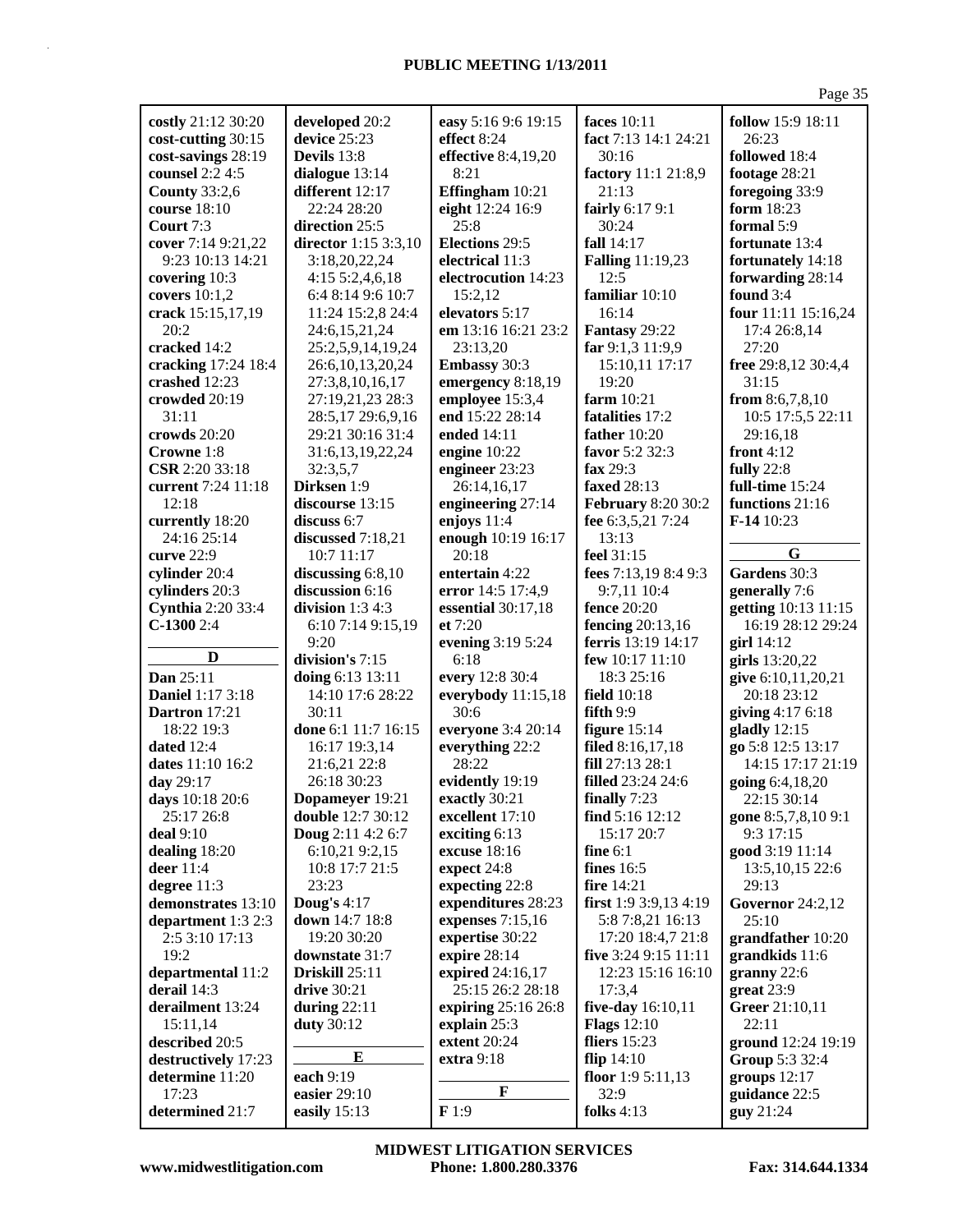**costly** 21:12 30:20
**cost-cutting** 30:15
**cost-savings** 28:19
**counsel** 2:2 4:5
**County** 33:2,6
**course** 18:10
**Court** 7:3
**cover** 7:14 9:21,22 9:23 10:13 14:21
**covering** 10:3
**covers** 10:1,2
**crack** 15:15,17,19 20:2
**cracked** 14:2
**cracking** 17:24 18:4
**crashed** 12:23
**crowded** 20:19 31:11
**crowds** 20:20
**Crowne** 1:8
**CSR** 2:20 33:18
**current** 7:24 11:18 12:18
**currently** 18:20 24:16 25:14
**curve** 22:9
**cylinder** 20:4
**cylinders** 20:3
**Cynthia** 2:20 33:4
**C-1300** 2:4

**D**

**Dan** 25:11
**Daniel** 1:17 3:18
**Dartron** 17:21 18:22 19:3
**dated** 12:4
**dates** 11:10 16:2
**day** 29:17
**days** 10:18 20:6 25:17 26:8
**deal** 9:10
**dealing** 18:20
**deer** 11:4
**degree** 11:3
**demonstrates** 13:10
**department** 1:3 2:3 2:5 3:10 17:13 19:2
**departmental** 11:2
**derail** 14:3
**derailment** 13:24 15:11,14
**described** 20:5
**destructively** 17:23
**determine** 11:20 17:23
**determined** 21:7
**developed** 20:2
**device** 25:23
**Devils** 13:8
**dialogue** 13:14
**different** 12:17 22:24 28:20
**direction** 25:5
**director** 1:15 3:3,10 3:18,20,22,24 4:15 5:2,4,6,18 6:4 8:14 9:6 10:7 11:24 15:2,8 24:4 24:6,15,21,24 25:2,5,9,14,19,24 26:6,10,13,20,24 27:3,8,10,16,17 27:19,21,23 28:3 28:5,17 29:6,9,16 29:21 30:16 31:4 31:6,13,19,22,24 32:3,5,7
**Dirksen** 1:9
**discourse** 13:15
**discuss** 6:7
**discussed** 7:18,21 10:7 11:17
**discussing** 6:8,10
**discussion** 6:16
**division** 1:3 4:3 6:10 7:14 9:15,19 9:20
**division's** 7:15
**doing** 6:13 13:11 14:10 17:6 28:22 30:11
**done** 6:1 11:7 16:15 16:17 19:3,14 21:6,21 22:8 26:18 30:23
**Dopameyer** 19:21
**double** 12:7 30:12
**Doug** 2:11 4:2 6:7 6:10,21 9:2,15 10:8 17:7 21:5 23:23
**Doug's** 4:17
**down** 14:7 18:8 19:20 30:20
**downstate** 31:7
**Driskill** 25:11
**drive** 30:21
**during** 22:11
**duty** 30:12

**E**

**each** 9:19
**easier** 29:10
**easily** 15:13
**easy** 5:16 9:6 19:15
**effect** 8:24
**effective** 8:4,19,20 8:21
**Effingham** 10:21
**eight** 12:24 16:9 25:8
**Elections** 29:5
**electrical** 11:3
**electrocution** 14:23 15:2,12
**elevators** 5:17
**em** 13:16 16:21 23:2 23:13,20
**Embassy** 30:3
**emergency** 8:18,19
**employee** 15:3,4
**end** 15:22 28:14
**ended** 14:11
**engine** 10:22
**engineer** 23:23 26:14,16,17
**engineering** 27:14
**enjoys** 11:4
**enough** 10:19 16:17 20:18
**entertain** 4:22
**error** 14:5 17:4,9
**essential** 30:17,18
**et** 7:20
**evening** 3:19 5:24 6:18
**every** 12:8 30:4
**everybody** 11:15,18 30:6
**everyone** 3:4 20:14
**everything** 22:2 28:22
**evidently** 19:19
**exactly** 30:21
**excellent** 17:10
**exciting** 6:13
**excuse** 18:16
**expect** 24:8
**expecting** 22:8
**expenditures** 28:23
**expenses** 7:15,16
**expertise** 30:22
**expire** 28:14
**expired** 24:16,17 25:15 26:2 28:18
**expiring** 25:16 26:8
**explain** 25:3
**extent** 20:24
**extra** 9:18

**F**

**F** 1:9
**faces** 10:11
**fact** 7:13 14:1 24:21 30:16
**factory** 11:1 21:8,9 21:13
**fairly** 6:17 9:1 30:24
**fall** 14:17
**Falling** 11:19,23 12:5
**familiar** 10:10 16:14
**Fantasy** 29:22
**far** 9:1,3 11:9,9 15:10,11 17:17 19:20
**farm** 10:21
**fatalities** 17:2
**father** 10:20
**favor** 5:2 32:3
**fax** 29:3
**faxed** 28:13
**February** 8:20 30:2
**fee** 6:3,5,21 7:24 13:13
**feel** 31:15
**fees** 7:13,19 8:4 9:3 9:7,11 10:4
**fence** 20:20
**fencing** 20:13,16
**ferris** 13:19 14:17
**few** 10:17 11:10 18:3 25:16
**field** 10:18
**fifth** 9:9
**figure** 15:14
**filed** 8:16,17,18
**fill** 27:13 28:1
**filled** 23:24 24:6
**finally** 7:23
**find** 5:16 12:12 15:17 20:7
**fine** 6:1
**fines** 16:5
**fire** 14:21
**first** 1:9 3:9,13 4:19 5:8 7:8,21 16:13 17:20 18:4,7 21:8
**five** 3:24 9:15 11:11 12:23 15:16 16:10 17:3,4
**five-day** 16:10,11
**Flags** 12:10
**fliers** 15:23
**flip** 14:10
**floor** 1:9 5:11,13 32:9
**folks** 4:13
**follow** 15:9 18:11 26:23
**followed** 18:4
**footage** 28:21
**foregoing** 33:9
**form** 18:23
**formal** 5:9
**fortunate** 13:4
**fortunately** 14:18
**forwarding** 28:14
**found** 3:4
**four** 11:11 15:16,24 17:4 26:8,14 27:20
**free** 29:8,12 30:4,4 31:15
**from** 8:6,7,8,10 10:5 17:5,5 22:11 29:16,18
**front** 4:12
**fully** 22:8
**full-time** 15:24
**functions** 21:16
**F-14** 10:23

**G**

**Gardens** 30:3
**generally** 7:6
**getting** 10:13 11:15 16:19 28:12 29:24
**girl** 14:12
**girls** 13:20,22
**give** 6:10,11,20,21 20:18 23:12
**giving** 4:17 6:18
**gladly** 12:15
**go** 5:8 12:5 13:17 14:15 17:17 21:19
**going** 6:4,18,20 22:15 30:14
**gone** 8:5,7,8,10 9:1 9:3 17:15
**good** 3:19 11:14 13:5,10,15 22:6 29:13
**Governor** 24:2,12 25:10
**grandfather** 10:20
**grandkids** 11:6
**granny** 22:6
**great** 23:9
**Greer** 21:10,11 22:11
**ground** 12:24 19:19
**Group** 5:3 32:4
**groups** 12:17
**guidance** 22:5
**guy** 21:24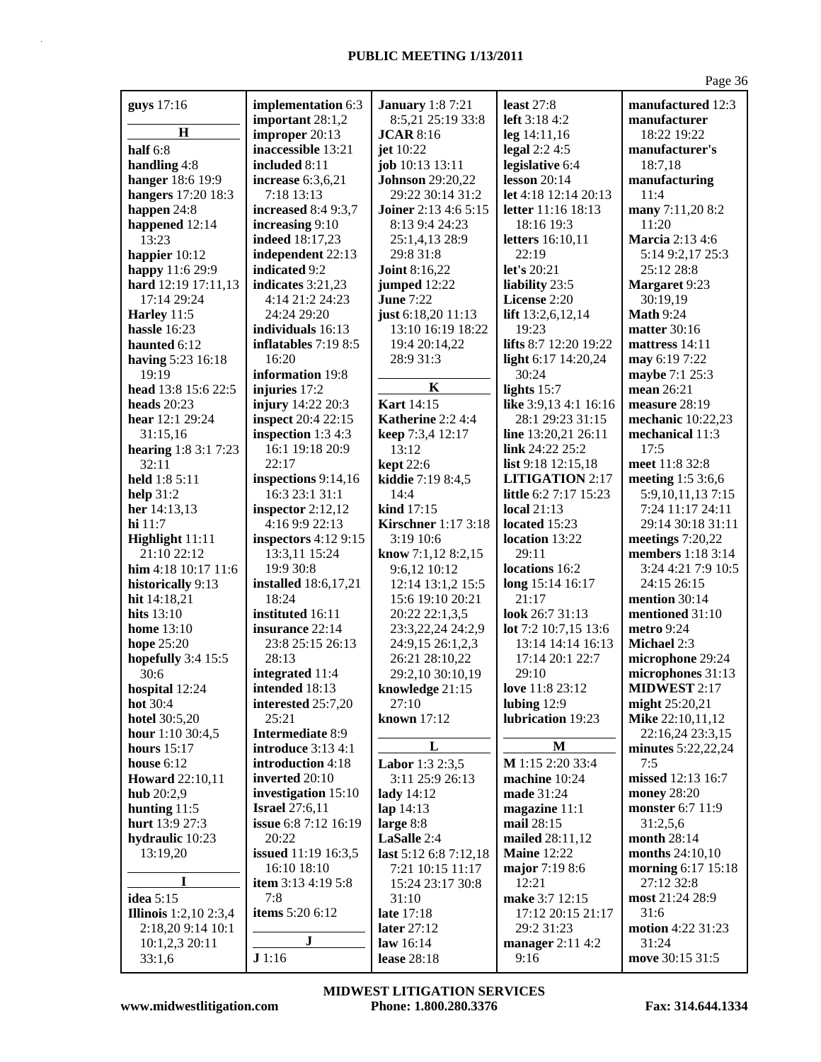**guys** 17:16

**H**

**half** 6:8
**handling** 4:8
**hanger** 18:6 19:9
**hangers** 17:20 18:3
**happen** 24:8
**happened** 12:14 13:23
**happier** 10:12
**happy** 11:6 29:9
**hard** 12:19 17:11,13 17:14 29:24
**Harley** 11:5
**hassle** 16:23
**haunted** 6:12
**having** 5:23 16:18 19:19
**head** 13:8 15:6 22:5
**heads** 20:23
**hear** 12:1 29:24 31:15,16
**hearing** 1:8 3:1 7:23 32:11
**held** 1:8 5:11
**help** 31:2
**her** 14:13,13
**hi** 11:7
**Highlight** 11:11 21:10 22:12
**him** 4:18 10:17 11:6
**historically** 9:13
**hit** 14:18,21
**hits** 13:10
**home** 13:10
**hope** 25:20
**hopefully** 3:4 15:5 30:6
**hospital** 12:24
**hot** 30:4
**hotel** 30:5,20
**hour** 1:10 30:4,5
**hours** 15:17
**house** 6:12
**Howard** 22:10,11
**hub** 20:2,9
**hunting** 11:5
**hurt** 13:9 27:3
**hydraulic** 10:23 13:19,20

**I**

**idea** 5:15
**Illinois** 1:2,10 2:3,4 2:18,20 9:14 10:1 10:1,2,3 20:11 33:1,6

**implementation** 6:3
**important** 28:1,2
**improper** 20:13
**inaccessible** 13:21
**included** 8:11
**increase** 6:3,6,21 7:18 13:13
**increased** 8:4 9:3,7
**increasing** 9:10
**indeed** 18:17,23
**independent** 22:13
**indicated** 9:2
**indicates** 3:21,23 4:14 21:2 24:23 24:24 29:20
**individuals** 16:13
**inflatables** 7:19 8:5 16:20
**information** 19:8
**injuries** 17:2
**injury** 14:22 20:3
**inspect** 20:4 22:15
**inspection** 1:3 4:3 16:1 19:18 20:9 22:17
**inspections** 9:14,16 16:3 23:1 31:1
**inspector** 2:12,12 4:16 9:9 22:13
**inspectors** 4:12 9:15 13:3,11 15:24 19:9 30:8
**installed** 18:6,17,21 18:24
**instituted** 16:11
**insurance** 22:14 23:8 25:15 26:13 28:13
**integrated** 11:4
**intended** 18:13
**interested** 25:7,20 25:21
**Intermediate** 8:9
**introduce** 3:13 4:1
**introduction** 4:18
**inverted** 20:10
**investigation** 15:10
**Israel** 27:6,11
**issue** 6:8 7:12 16:19 20:22
**issued** 11:19 16:3,5 16:10 18:10
**item** 3:13 4:19 5:8 7:8
**items** 5:20 6:12

**J**

**J** 1:16

**January** 1:8 7:21 8:5,21 25:19 33:8
**JCAR** 8:16
**jet** 10:22
**job** 10:13 13:11
**Johnson** 29:20,22 29:22 30:14 31:2
**Joiner** 2:13 4:6 5:15 8:13 9:4 24:23 25:1,4,13 28:9 29:8 31:8
**Joint** 8:16,22
**jumped** 12:22
**June** 7:22
**just** 6:18,20 11:13 13:10 16:19 18:22 19:4 20:14,22 28:9 31:3

**K**

**Kart** 14:15
**Katherine** 2:2 4:4
**keep** 7:3,4 12:17 13:12
**kept** 22:6
**kiddie** 7:19 8:4,5 14:4
**kind** 17:15
**Kirschner** 1:17 3:18 3:19 10:6
**know** 7:1,12 8:2,15 9:6,12 10:12 12:14 13:1,2 15:5 15:6 19:10 20:21 20:22 22:1,3,5 23:3,22,24 24:2,9 24:9,15 26:1,2,3 26:21 28:10,22 29:2,10 30:10,19
**knowledge** 21:15 27:10
**known** 17:12

**L**

**Labor** 1:3 2:3,5 3:11 25:9 26:13
**lady** 14:12
**lap** 14:13
**large** 8:8
**LaSalle** 2:4
**last** 5:12 6:8 7:12,18 7:21 10:15 11:17 15:24 23:17 30:8 31:10
**late** 17:18
**later** 27:12
**law** 16:14
**lease** 28:18

**least** 27:8
**left** 3:18 4:2
**leg** 14:11,16
**legal** 2:2 4:5
**legislative** 6:4
**lesson** 20:14
**let** 4:18 12:14 20:13
**letter** 11:16 18:13 18:16 19:3
**letters** 16:10,11 22:19
**let's** 20:21
**liability** 23:5
**License** 2:20
**lift** 13:2,6,12,14 19:23
**lifts** 8:7 12:20 19:22
**light** 6:17 14:20,24 30:24
**lights** 15:7
**like** 3:9,13 4:1 16:16 28:1 29:23 31:15
**line** 13:20,21 26:11
**link** 24:22 25:2
**list** 9:18 12:15,18
**LITIGATION** 2:17
**little** 6:2 7:17 15:23
**local** 21:13
**located** 15:23
**location** 13:22 29:11
**locations** 16:2
**long** 15:14 16:17 21:17
**look** 26:7 31:13
**lot** 7:2 10:7,15 13:6 13:14 14:14 16:13 17:14 20:1 22:7 29:10
**love** 11:8 23:12
**lubing** 12:9
**lubrication** 19:23

**M**

**M** 1:15 2:20 33:4
**machine** 10:24
**made** 31:24
**magazine** 11:1
**mail** 28:15
**mailed** 28:11,12
**Maine** 12:22
**major** 7:19 8:6 12:21
**make** 3:7 12:15 17:12 20:15 21:17 29:2 31:23
**manager** 2:11 4:2 9:16

**manufactured** 12:3
**manufacturer** 18:22 19:22
**manufacturer's** 18:7,18
**manufacturing** 11:4
**many** 7:11,20 8:2 11:20
**Marcia** 2:13 4:6 5:14 9:2,17 25:3 25:12 28:8
**Margaret** 9:23 30:19,19
**Math** 9:24
**matter** 30:16
**mattress** 14:11
**may** 6:19 7:22
**maybe** 7:1 25:3
**mean** 26:21
**measure** 28:19
**mechanic** 10:22,23
**mechanical** 11:3 17:5
**meet** 11:8 32:8
**meeting** 1:5 3:6,6 5:9,10,11,13 7:15 7:24 11:17 24:11 29:14 30:18 31:11
**meetings** 7:20,22
**members** 1:18 3:14 3:24 4:21 7:9 10:5 24:15 26:15
**mention** 30:14
**mentioned** 31:10
**metro** 9:24
**Michael** 2:3
**microphone** 29:24
**microphones** 31:13
**MIDWEST** 2:17
**might** 25:20,21
**Mike** 22:10,11,12 22:16,24 23:3,15
**minutes** 5:22,22,24 7:5
**missed** 12:13 16:7
**money** 28:20
**monster** 6:7 11:9 31:2,5,6
**month** 28:14
**months** 24:10,10
**morning** 6:17 15:18 27:12 32:8
**most** 21:24 28:9 31:6
**motion** 4:22 31:23 31:24
**move** 30:15 31:5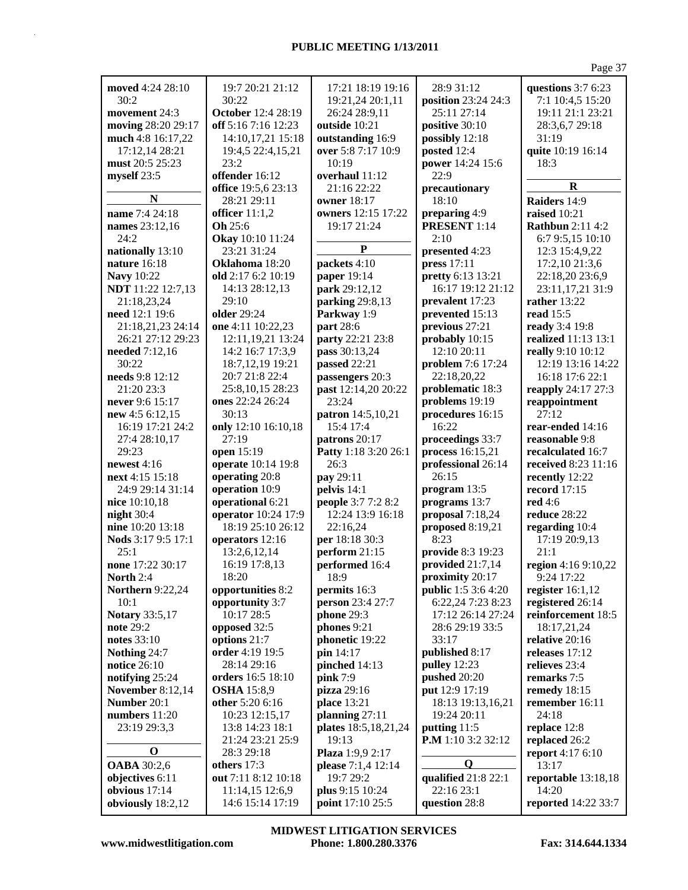**moved** 4:24 28:10 30:2
**movement** 24:3
**moving** 28:20 29:17
**much** 4:8 16:17,22 17:12,14 28:21
**must** 20:5 25:23
**myself** 23:5

**N**

**name** 7:4 24:18
**names** 23:12,16 24:2
**nationally** 13:10
**nature** 16:18
**Navy** 10:22
**NDT** 11:22 12:7,13 21:18,23,24
**need** 12:1 19:6 21:18,21,23 24:14 26:21 27:12 29:23
**needed** 7:12,16 30:22
**needs** 9:8 12:12 21:20 23:3
**never** 9:6 15:17
**new** 4:5 6:12,15 16:19 17:21 24:2 27:4 28:10,17 29:23
**newest** 4:16
**next** 4:15 15:18 24:9 29:14 31:14
**nice** 10:10,18
**night** 30:4
**nine** 10:20 13:18
**Nods** 3:17 9:5 17:1 25:1
**none** 17:22 30:17
**North** 2:4
**Northern** 9:22,24 10:1
**Notary** 33:5,17
**note** 29:2
**notes** 33:10
**Nothing** 24:7
**notice** 26:10
**notifying** 25:24
**November** 8:12,14
**Number** 20:1
**numbers** 11:20 23:19 29:3,3

**O**

**OABA** 30:2,6
**objectives** 6:11
**obvious** 17:14
**obviously** 18:2,12 19:7 20:21 21:12 30:22
**October** 12:4 28:19
**off** 5:16 7:16 12:23 14:10,17,21 15:18 19:4,5 22:4,15,21 23:2
**offender** 16:12
**office** 19:5,6 23:13 28:21 29:11
**officer** 11:1,2
**Oh** 25:6
**Okay** 10:10 11:24 23:21 31:24
**Oklahoma** 18:20
**old** 2:17 6:2 10:19 14:13 28:12,13 29:10
**older** 29:24
**one** 4:11 10:22,23 12:11,19,21 13:24 14:2 16:7 17:3,9 18:7,12,19 19:21 20:7 21:8 22:4 25:8,10,15 28:23
**ones** 22:24 26:24 30:13
**only** 12:10 16:10,18 27:19
**open** 15:19
**operate** 10:14 19:8
**operating** 20:8
**operation** 10:9
**operational** 6:21
**operator** 10:24 17:9 18:19 25:10 26:12
**operators** 12:16 13:2,6,12,14 16:19 17:8,13 18:20
**opportunities** 8:2
**opportunity** 3:7 10:17 28:5
**opposed** 32:5
**options** 21:7
**order** 4:19 19:5 28:14 29:16
**orders** 16:5 18:10
**OSHA** 15:8,9
**other** 5:20 6:16 10:23 12:15,17 13:8 14:23 18:1 21:24 23:21 25:9 28:3 29:18
**others** 17:3
**out** 7:11 8:12 10:18 11:14,15 12:6,9 14:6 15:14 17:19 17:21 18:19 19:16 19:21,24 20:1,11 26:24 28:9,11
**outside** 10:21
**outstanding** 16:9
**over** 5:8 7:17 10:9 10:19
**overhaul** 11:12 21:16 22:22
**owner** 18:17
**owners** 12:15 17:22 19:17 21:24

**P**

**packets** 4:10
**paper** 19:14
**park** 29:12,12
**parking** 29:8,13
**Parkway** 1:9
**part** 28:6
**party** 22:21 23:8
**pass** 30:13,24
**passed** 22:21
**passengers** 20:3
**past** 12:14,20 20:22 23:24
**patron** 14:5,10,21 15:4 17:4
**patrons** 20:17
**Patty** 1:18 3:20 26:1 26:3
**pay** 29:11
**pelvis** 14:1
**people** 3:7 7:2 8:2 12:24 13:9 16:18 22:16,24
**per** 18:18 30:3
**perform** 21:15
**performed** 16:4 18:9
**permits** 16:3
**person** 23:4 27:7
**phone** 29:3
**phones** 9:21
**phonetic** 19:22
**pin** 14:17
**pinched** 14:13
**pink** 7:9
**pizza** 29:16
**place** 13:21
**planning** 27:11
**plates** 18:5,18,21,24 19:13
**Plaza** 1:9,9 2:17
**please** 7:1,4 12:14 19:7 29:2
**plus** 9:15 10:24
**point** 17:10 25:5 28:9 31:12
**position** 23:24 24:3 25:11 27:14
**positive** 30:10
**possibly** 12:18
**posted** 12:4
**power** 14:24 15:6 22:9
**precautionary** 18:10
**preparing** 4:9
**PRESENT** 1:14 2:10
**presented** 4:23
**press** 17:11
**pretty** 6:13 13:21 16:17 19:12 21:12
**prevalent** 17:23
**prevented** 15:13
**previous** 27:21
**probably** 10:15 12:10 20:11
**problem** 7:6 17:24 22:18,20,22
**problematic** 18:3
**problems** 19:19
**procedures** 16:15 16:22
**proceedings** 33:7
**process** 16:15,21
**professional** 26:14 26:15
**program** 13:5
**programs** 13:7
**proposal** 7:18,24
**proposed** 8:19,21 8:23
**provide** 8:3 19:23
**provided** 21:7,14
**proximity** 20:17
**public** 1:5 3:6 4:20 6:22,24 7:23 8:23 17:12 26:14 27:24 28:6 29:19 33:5 33:17
**published** 8:17
**pulley** 12:23
**pushed** 20:20
**put** 12:9 17:19 18:13 19:13,16,21 19:24 20:11
**putting** 11:5
**P.M** 1:10 3:2 32:12

**Q**

**qualified** 21:8 22:1 22:16 23:1
**question** 28:8
**questions** 3:7 6:23 7:1 10:4,5 15:20 19:11 21:1 23:21 28:3,6,7 29:18 31:19
**quite** 10:19 16:14 18:3

**R**

**Raiders** 14:9
**raised** 10:21
**Rathbun** 2:11 4:2 6:7 9:5,15 10:10 12:3 15:4,9,22 17:2,10 21:3,6 22:18,20 23:6,9 23:11,17,21 31:9
**rather** 13:22
**read** 15:5
**ready** 3:4 19:8
**realized** 11:13 13:1
**really** 9:10 10:12 12:19 13:16 14:22 16:18 17:6 22:1
**reapply** 24:17 27:3
**reappointment** 27:12
**rear-ended** 14:16
**reasonable** 9:8
**recalculated** 16:7
**received** 8:23 11:16
**recently** 12:22
**record** 17:15
**red** 4:6
**reduce** 28:22
**regarding** 10:4 17:19 20:9,13 21:1
**region** 4:16 9:10,22 9:24 17:22
**register** 16:1,12
**registered** 26:14
**reinforcement** 18:5 18:17,21,24
**relative** 20:16
**releases** 17:12
**relieves** 23:4
**remarks** 7:5
**remedy** 18:15
**remember** 16:11 24:18
**replace** 12:8
**replaced** 26:2
**report** 4:17 6:10 13:17
**reportable** 13:18,18 14:20
**reported** 14:22 33:7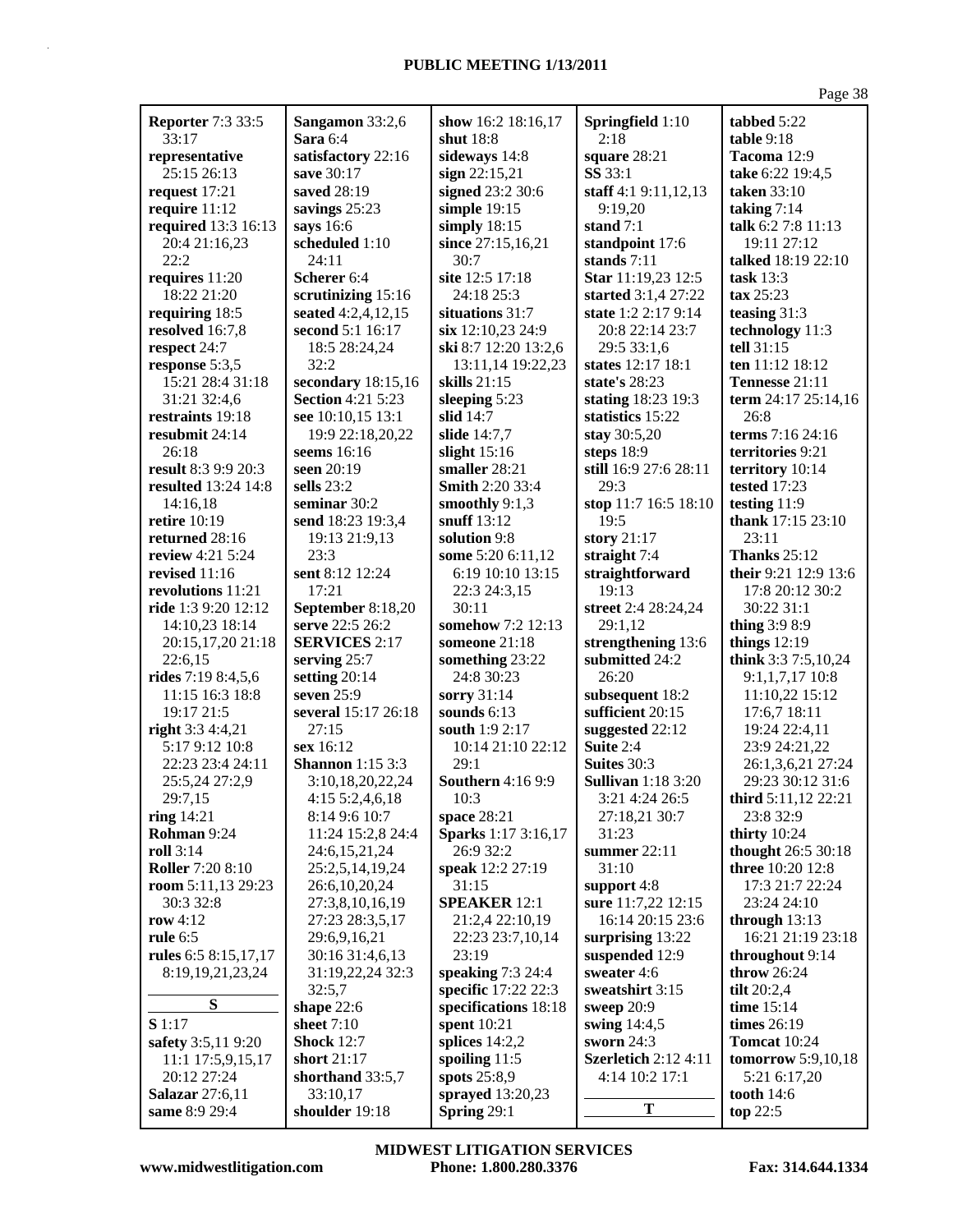**Reporter** 7:3 33:5 33:17
**representative** 25:15 26:13
**request** 17:21
**require** 11:12
**required** 13:3 16:13 20:4 21:16,23 22:2
**requires** 11:20 18:22 21:20
**requiring** 18:5
**resolved** 16:7,8
**respect** 24:7
**response** 5:3,5 15:21 28:4 31:18 31:21 32:4,6
**restraints** 19:18
**resubmit** 24:14 26:18
**result** 8:3 9:9 20:3
**resulted** 13:24 14:8 14:16,18
**retire** 10:19
**returned** 28:16
**review** 4:21 5:24
**revised** 11:16
**revolutions** 11:21
**ride** 1:3 9:20 12:12 14:10,23 18:14 20:15,17,20 21:18 22:6,15
**rides** 7:19 8:4,5,6 11:15 16:3 18:8 19:17 21:5
**right** 3:3 4:4,21 5:17 9:12 10:8 22:23 23:4 24:11 25:5,24 27:2,9 29:7,15
**ring** 14:21
**Rohman** 9:24
**roll** 3:14
**Roller** 7:20 8:10
**room** 5:11,13 29:23 30:3 32:8
**row** 4:12
**rule** 6:5
**rules** 6:5 8:15,17,17 8:19,19,21,23,24

**S**

**S** 1:17
**safety** 3:5,11 9:20 11:1 17:5,9,15,17 20:12 27:24
**Salazar** 27:6,11
**same** 8:9 29:4
**Sangamon** 33:2,6
**Sara** 6:4
**satisfactory** 22:16
**save** 30:17
**saved** 28:19
**savings** 25:23
**says** 16:6
**scheduled** 1:10 24:11
**Scherer** 6:4
**scrutinizing** 15:16
**seated** 4:2,4,12,15
**second** 5:1 16:17 18:5 28:24,24 32:2
**secondary** 18:15,16
**Section** 4:21 5:23
**see** 10:10,15 13:1 19:9 22:18,20,22
**seems** 16:16
**seen** 20:19
**sells** 23:2
**seminar** 30:2
**send** 18:23 19:3,4 19:13 21:9,13 23:3
**sent** 8:12 12:24 17:21
**September** 8:18,20
**serve** 22:5 26:2
**SERVICES** 2:17
**serving** 25:7
**setting** 20:14
**seven** 25:9
**several** 15:17 26:18 27:15
**sex** 16:12
**Shannon** 1:15 3:3 3:10,18,20,22,24 4:15 5:2,4,6,18 8:14 9:6 10:7 11:24 15:2,8 24:4 24:6,15,21,24 25:2,5,14,19,24 26:6,10,20,24 27:3,8,10,16,19 27:23 28:3,5,17 29:6,9,16,21 30:16 31:4,6,13 31:19,22,24 32:3 32:5,7
**shape** 22:6
**sheet** 7:10
**Shock** 12:7
**short** 21:17
**shorthand** 33:5,7 33:10,17
**shoulder** 19:18
**show** 16:2 18:16,17
**shut** 18:8
**sideways** 14:8
**sign** 22:15,21
**signed** 23:2 30:6
**simple** 19:15
**simply** 18:15
**since** 27:15,16,21 30:7
**site** 12:5 17:18 24:18 25:3
**situations** 31:7
**six** 12:10,23 24:9
**ski** 8:7 12:20 13:2,6 13:11,14 19:22,23
**skills** 21:15
**sleeping** 5:23
**slid** 14:7
**slide** 14:7,7
**slight** 15:16
**smaller** 28:21
**Smith** 2:20 33:4
**smoothly** 9:1,3
**snuff** 13:12
**solution** 9:8
**some** 5:20 6:11,12 6:19 10:10 13:15 22:3 24:3,15 30:11
**somehow** 7:2 12:13
**someone** 21:18
**something** 23:22 24:8 30:23
**sorry** 31:14
**sounds** 6:13
**south** 1:9 2:17 10:14 21:10 22:12 29:1
**Southern** 4:16 9:9 10:3
**space** 28:21
**Sparks** 1:17 3:16,17 26:9 32:2
**speak** 12:2 27:19 31:15
**SPEAKER** 12:1 21:2,4 22:10,19 22:23 23:7,10,14 23:19
**speaking** 7:3 24:4
**specific** 17:22 22:3
**specifications** 18:18
**spent** 10:21
**splices** 14:2,2
**spoiling** 11:5
**spots** 25:8,9
**sprayed** 13:20,23
**Spring** 29:1
**Springfield** 1:10 2:18
**square** 28:21
**SS** 33:1
**staff** 4:1 9:11,12,13 9:19,20
**stand** 7:1
**standpoint** 17:6
**stands** 7:11
**Star** 11:19,23 12:5
**started** 3:1,4 27:22
**state** 1:2 2:17 9:14 20:8 22:14 23:7 29:5 33:1,6
**states** 12:17 18:1
**state's** 28:23
**stating** 18:23 19:3
**statistics** 15:22
**stay** 30:5,20
**steps** 18:9
**still** 16:9 27:6 28:11 29:3
**stop** 11:7 16:5 18:10 19:5
**story** 21:17
**straight** 7:4
**straightforward** 19:13
**street** 2:4 28:24,24 29:1,12
**strengthening** 13:6
**submitted** 24:2 26:20
**subsequent** 18:2
**sufficient** 20:15
**suggested** 22:12
**Suite** 2:4
**Suites** 30:3
**Sullivan** 1:18 3:20 3:21 4:24 26:5 27:18,21 30:7 31:23
**summer** 22:11 31:10
**support** 4:8
**sure** 11:7,22 12:15 16:14 20:15 23:6
**surprising** 13:22
**suspended** 12:9
**sweater** 4:6
**sweatshirt** 3:15
**sweep** 20:9
**swing** 14:4,5
**sworn** 24:3
**Szerletich** 2:12 4:11 4:14 10:2 17:1

**T**

**tabbed** 5:22
**table** 9:18
**Tacoma** 12:9
**take** 6:22 19:4,5
**taken** 33:10
**taking** 7:14
**talk** 6:2 7:8 11:13 19:11 27:12
**talked** 18:19 22:10
**task** 13:3
**tax** 25:23
**teasing** 31:3
**technology** 11:3
**tell** 31:15
**ten** 11:12 18:12
**Tennesse** 21:11
**term** 24:17 25:14,16 26:8
**terms** 7:16 24:16
**territories** 9:21
**territory** 10:14
**tested** 17:23
**testing** 11:9
**thank** 17:15 23:10 23:11
**Thanks** 25:12
**their** 9:21 12:9 13:6 17:8 20:12 30:2 30:22 31:1
**thing** 3:9 8:9
**things** 12:19
**think** 3:3 7:5,10,24 9:1,1,7,17 10:8 11:10,22 15:12 17:6,7 18:11 19:24 22:4,11 23:9 24:21,22 26:1,3,6,21 27:24 29:23 30:12 31:6
**third** 5:11,12 22:21 23:8 32:9
**thirty** 10:24
**thought** 26:5 30:18
**three** 10:20 12:8 17:3 21:7 22:24 23:24 24:10
**through** 13:13 16:21 21:19 23:18
**throughout** 9:14
**throw** 26:24
**tilt** 20:2,4
**time** 15:14
**times** 26:19
**Tomcat** 10:24
**tomorrow** 5:9,10,18 5:21 6:17,20
**tooth** 14:6
**top** 22:5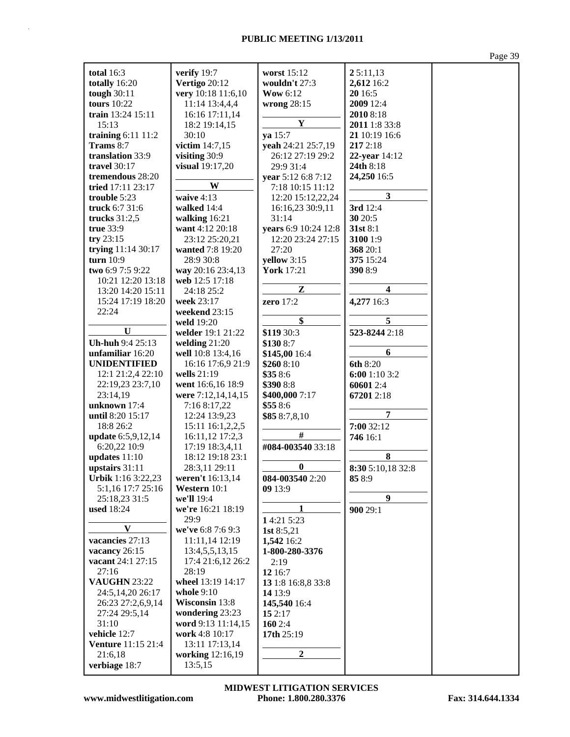**total** 16:3
**totally** 16:20
**tough** 30:11
**tours** 10:22
**train** 13:24 15:11 15:13
**training** 6:11 11:2
**Trams** 8:7
**translation** 33:9
**travel** 30:17
**tremendous** 28:20
**tried** 17:11 23:17
**trouble** 5:23
**truck** 6:7 31:6
**trucks** 31:2,5
**true** 33:9
**try** 23:15
**trying** 11:14 30:17
**turn** 10:9
**two** 6:9 7:5 9:22 10:21 12:20 13:18 13:20 14:20 15:11 15:24 17:19 18:20 22:24

**U**

**Uh-huh** 9:4 25:13
**unfamiliar** 16:20
**UNIDENTIFIED** 12:1 21:2,4 22:10 22:19,23 23:7,10 23:14,19
**unknown** 17:4
**until** 8:20 15:17 18:8 26:2
**update** 6:5,9,12,14 6:20,22 10:9
**updates** 11:10
**upstairs** 31:11
**Urbik** 1:16 3:22,23 5:1,16 17:7 25:16 25:18,23 31:5
**used** 18:24

**V**

**vacancies** 27:13
**vacancy** 26:15
**vacant** 24:1 27:15 27:16
**VAUGHN** 23:22 24:5,14,20 26:17 26:23 27:2,6,9,14 27:24 29:5,14 31:10
**vehicle** 12:7
**Venture** 11:15 21:4 21:6,18
**verbiage** 18:7
**verify** 19:7
**Vertigo** 20:12
**very** 10:18 11:6,10 11:14 13:4,4,4 16:16 17:11,14 18:2 19:14,15 30:10
**victim** 14:7,15
**visiting** 30:9
**visual** 19:17,20

**W**

**waive** 4:13
**walked** 14:4
**walking** 16:21
**want** 4:12 20:18 23:12 25:20,21
**wanted** 7:8 19:20 28:9 30:8
**way** 20:16 23:4,13
**web** 12:5 17:18 24:18 25:2
**week** 23:17
**weekend** 23:15
**weld** 19:20
**welder** 19:1 21:22
**welding** 21:20
**well** 10:8 13:4,16 16:16 17:6,9 21:9
**wells** 21:19
**went** 16:6,16 18:9
**were** 7:12,14,14,15 7:16 8:17,22 12:24 13:9,23 15:11 16:1,2,2,5 16:11,12 17:2,3 17:19 18:3,4,11 18:12 19:18 23:1 28:3,11 29:11
**weren't** 16:13,14
**Western** 10:1
**we'll** 19:4
**we're** 16:21 18:19 29:9
**we've** 6:8 7:6 9:3 11:11,14 12:19 13:4,5,5,13,15 17:4 21:6,12 26:2 28:19
**wheel** 13:19 14:17
**whole** 9:10
**Wisconsin** 13:8
**wondering** 23:23
**word** 9:13 11:14,15
**work** 4:8 10:17 13:11 17:13,14
**working** 12:16,19 13:5,15
**worst** 15:12
**wouldn't** 27:3
**Wow** 6:12
**wrong** 28:15

**Y**

**ya** 15:7
**yeah** 24:21 25:7,19 26:12 27:19 29:2 29:9 31:4
**year** 5:12 6:8 7:12 7:18 10:15 11:12 12:20 15:12,22,24 16:16,23 30:9,11 31:14
**years** 6:9 10:24 12:8 12:20 23:24 27:15 27:20
**yellow** 3:15
**York** 17:21

**Z**

**zero** 17:2

**$**

**$119** 30:3
**$130** 8:7
**$145,00** 16:4
**$260** 8:10
**$35** 8:6
**$390** 8:8
**$400,000** 7:17
**$55** 8:6
**$85** 8:7,8,10

**#**

**#084-003540** 33:18

**0**

**084-003540** 2:20
**09** 13:9

**1**

**1** 4:21 5:23
**1st** 8:5,21
**1,542** 16:2
**1-800-280-3376** 2:19
**12** 16:7
**13** 1:8 16:8,8 33:8
**14** 13:9
**145,540** 16:4
**15** 2:17
**160** 2:4
**17th** 25:19

**2**

**2** 5:11,13
**2,612** 16:2
**20** 16:5
**2009** 12:4
**2010** 8:18
**2011** 1:8 33:8
**21** 10:19 16:6
**217** 2:18
**22-year** 14:12
**24th** 8:18
**24,250** 16:5

**3**

**3rd** 12:4
**30** 20:5
**31st** 8:1
**3100** 1:9
**368** 20:1
**375** 15:24
**390** 8:9

**4**

**4,277** 16:3

**5**

**523-8244** 2:18

**6**

**6th** 8:20
**6:00** 1:10 3:2
**60601** 2:4
**67201** 2:18

**7**

**7:00** 32:12
**746** 16:1

**8**

**8:30** 5:10,18 32:8
**85** 8:9

**9**

**900** 29:1